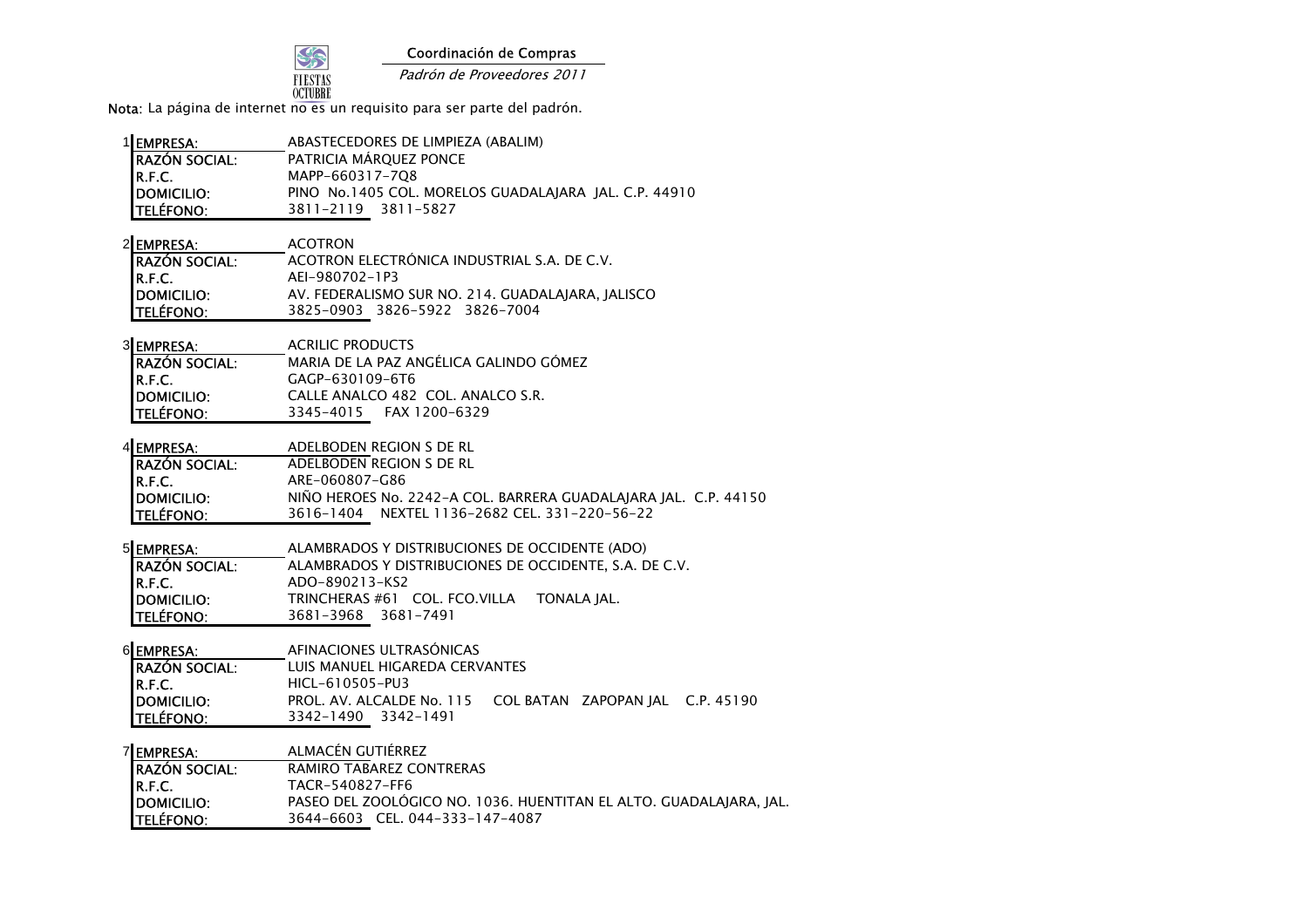FIESTAS OCTUBRE

Coordinación de Compras

*Padrón de Proveedores 2011*

Nota: La página de internet no es un requisito para ser parte del padrón.

1

| | |
|---|---|
| EMPRESA: | ABASTECEDORES DE LIMPIEZA (ABALIM) |
| RAZÓN SOCIAL: | PATRICIA MÁRQUEZ PONCE |
| R.F.C. | MAPP-660317-7Q8 |
| DOMICILIO: | PINO No.1405 COL. MORELOS GUADALAJARA JAL. C.P. 44910 |
| TELÉFONO: | 3811-2119 3811-5827 |

2

| | |
|---|---|
| EMPRESA: | ACOTRON |
| RAZÓN SOCIAL: | ACOTRON ELECTRÓNICA INDUSTRIAL S.A. DE C.V. |
| R.F.C. | AEI-980702-1P3 |
| DOMICILIO: | AV. FEDERALISMO SUR NO. 214. GUADALAJARA, JALISCO |
| TELÉFONO: | 3825-0903 3826-5922 3826-7004 |

3

| | |
|---|---|
| EMPRESA: | ACRILIC PRODUCTS |
| RAZÓN SOCIAL: | MARIA DE LA PAZ ANGÉLICA GALINDO GÓMEZ |
| R.F.C. | GAGP-630109-6T6 |
| DOMICILIO: | CALLE ANALCO 482 COL. ANALCO S.R. |
| TELÉFONO: | 3345-4015 FAX 1200-6329 |

4

| | |
|---|---|
| EMPRESA: | ADELBODEN REGION S DE RL |
| RAZÓN SOCIAL: | ADELBODEN REGION S DE RL |
| R.F.C. | ARE-060807-G86 |
| DOMICILIO: | NIÑO HEROES No. 2242-A COL. BARRERA GUADALAJARA JAL. C.P. 44150 |
| TELÉFONO: | 3616-1404 NEXTEL 1136-2682 CEL. 331-220-56-22 |

5

| | |
|---|---|
| EMPRESA: | ALAMBRADOS Y DISTRIBUCIONES DE OCCIDENTE (ADO) |
| RAZÓN SOCIAL: | ALAMBRADOS Y DISTRIBUCIONES DE OCCIDENTE, S.A. DE C.V. |
| R.F.C. | ADO-890213-KS2 |
| DOMICILIO: | TRINCHERAS #61 COL. FCO.VILLA TONALA JAL. |
| TELÉFONO: | 3681-3968 3681-7491 |

6

| | |
|---|---|
| EMPRESA: | AFINACIONES ULTRASÓNICAS |
| RAZÓN SOCIAL: | LUIS MANUEL HIGAREDA CERVANTES |
| R.F.C. | HICL-610505-PU3 |
| DOMICILIO: | PROL. AV. ALCALDE No. 115 COL BATAN ZAPOPAN JAL C.P. 45190 |
| TELÉFONO: | 3342-1490 3342-1491 |

7

| | |
|---|---|
| EMPRESA: | ALMACÉN GUTIÉRREZ |
| RAZÓN SOCIAL: | RAMIRO TABAREZ CONTRERAS |
| R.F.C. | TACR-540827-FF6 |
| DOMICILIO: | PASEO DEL ZOOLÓGICO NO. 1036. HUENTITAN EL ALTO. GUADALAJARA, JAL. |
| TELÉFONO: | 3644-6603 CEL. 044-333-147-4087 |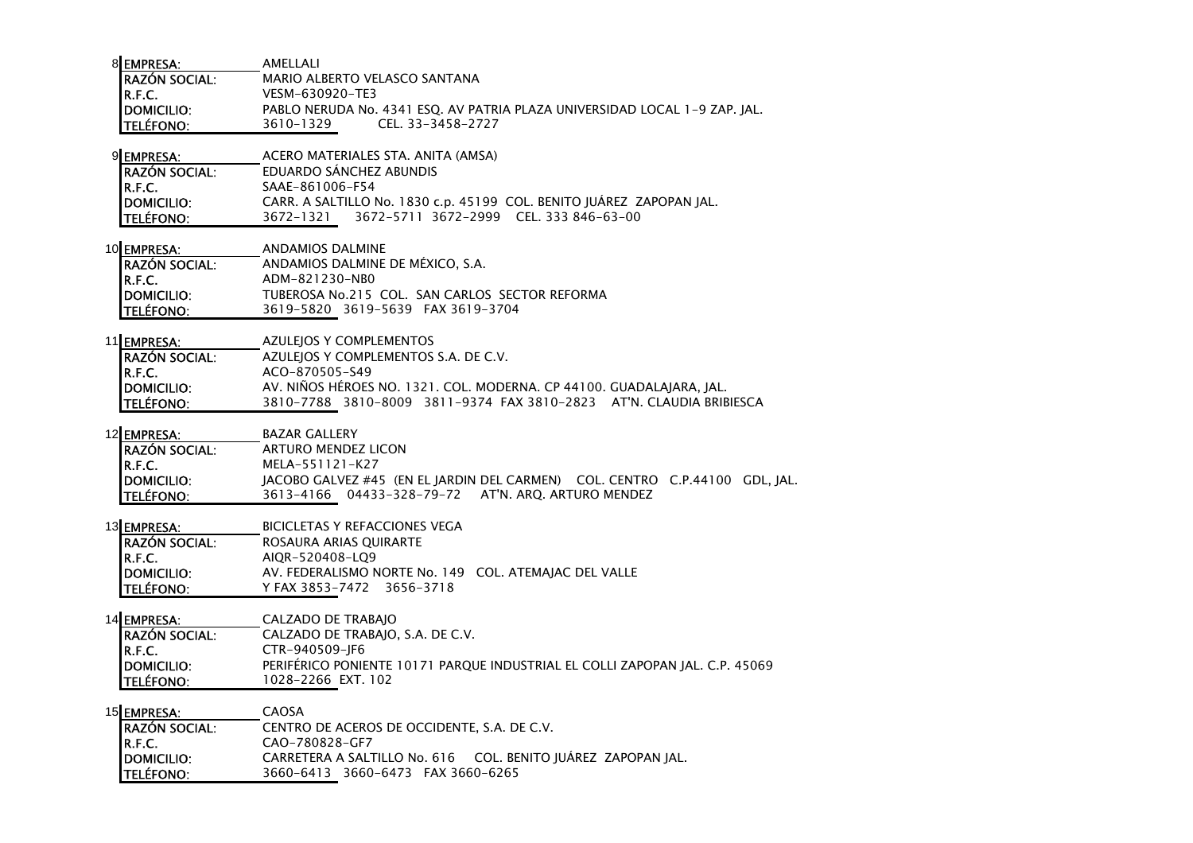**8**

| | |
|---|---|
| EMPRESA: | AMELLALI |
| RAZÓN SOCIAL: | MARIO ALBERTO VELASCO SANTANA |
| R.F.C. | VESM-630920-TE3 |
| DOMICILIO: | PABLO NERUDA No. 4341 ESQ. AV PATRIA PLAZA UNIVERSIDAD LOCAL 1-9 ZAP. JAL. |
| TELÉFONO: | 3610-1329 CEL. 33-3458-2727 |

**9**

| | |
|---|---|
| EMPRESA: | ACERO MATERIALES STA. ANITA (AMSA) |
| RAZÓN SOCIAL: | EDUARDO SÁNCHEZ ABUNDIS |
| R.F.C. | SAAE-861006-F54 |
| DOMICILIO: | CARR. A SALTILLO No. 1830 c.p. 45199 COL. BENITO JUÁREZ ZAPOPAN JAL. |
| TELÉFONO: | 3672-1321 3672-5711 3672-2999 CEL. 333 846-63-00 |

**10**

| | |
|---|---|
| EMPRESA: | ANDAMIOS DALMINE |
| RAZÓN SOCIAL: | ANDAMIOS DALMINE DE MÉXICO, S.A. |
| R.F.C. | ADM-821230-NB0 |
| DOMICILIO: | TUBEROSA No.215 COL. SAN CARLOS SECTOR REFORMA |
| TELÉFONO: | 3619-5820 3619-5639 FAX 3619-3704 |

**11**

| | |
|---|---|
| EMPRESA: | AZULEJOS Y COMPLEMENTOS |
| RAZÓN SOCIAL: | AZULEJOS Y COMPLEMENTOS S.A. DE C.V. |
| R.F.C. | ACO-870505-S49 |
| DOMICILIO: | AV. NIÑOS HÉROES NO. 1321. COL. MODERNA. CP 44100. GUADALAJARA, JAL. |
| TELÉFONO: | 3810-7788 3810-8009 3811-9374 FAX 3810-2823 AT'N. CLAUDIA BRIBIESCA |

**12**

| | |
|---|---|
| EMPRESA: | BAZAR GALLERY |
| RAZÓN SOCIAL: | ARTURO MENDEZ LICON |
| R.F.C. | MELA-551121-K27 |
| DOMICILIO: | JACOBO GALVEZ #45 (EN EL JARDIN DEL CARMEN) COL. CENTRO C.P.44100 GDL, JAL. |
| TELÉFONO: | 3613-4166 04433-328-79-72 AT'N. ARQ. ARTURO MENDEZ |

**13**

| | |
|---|---|
| EMPRESA: | BICICLETAS Y REFACCIONES VEGA |
| RAZÓN SOCIAL: | ROSAURA ARIAS QUIRARTE |
| R.F.C. | AIQR-520408-LQ9 |
| DOMICILIO: | AV. FEDERALISMO NORTE No. 149 COL. ATEMAJAC DEL VALLE |
| TELÉFONO: | Y FAX 3853-7472 3656-3718 |

**14**

| | |
|---|---|
| EMPRESA: | CALZADO DE TRABAJO |
| RAZÓN SOCIAL: | CALZADO DE TRABAJO, S.A. DE C.V. |
| R.F.C. | CTR-940509-JF6 |
| DOMICILIO: | PERIFÉRICO PONIENTE 10171 PARQUE INDUSTRIAL EL COLLI ZAPOPAN JAL. C.P. 45069 |
| TELÉFONO: | 1028-2266 EXT. 102 |

**15**

| | |
|---|---|
| EMPRESA: | CAOSA |
| RAZÓN SOCIAL: | CENTRO DE ACEROS DE OCCIDENTE, S.A. DE C.V. |
| R.F.C. | CAO-780828-GF7 |
| DOMICILIO: | CARRETERA A SALTILLO No. 616 COL. BENITO JUÁREZ ZAPOPAN JAL. |
| TELÉFONO: | 3660-6413 3660-6473 FAX 3660-6265 |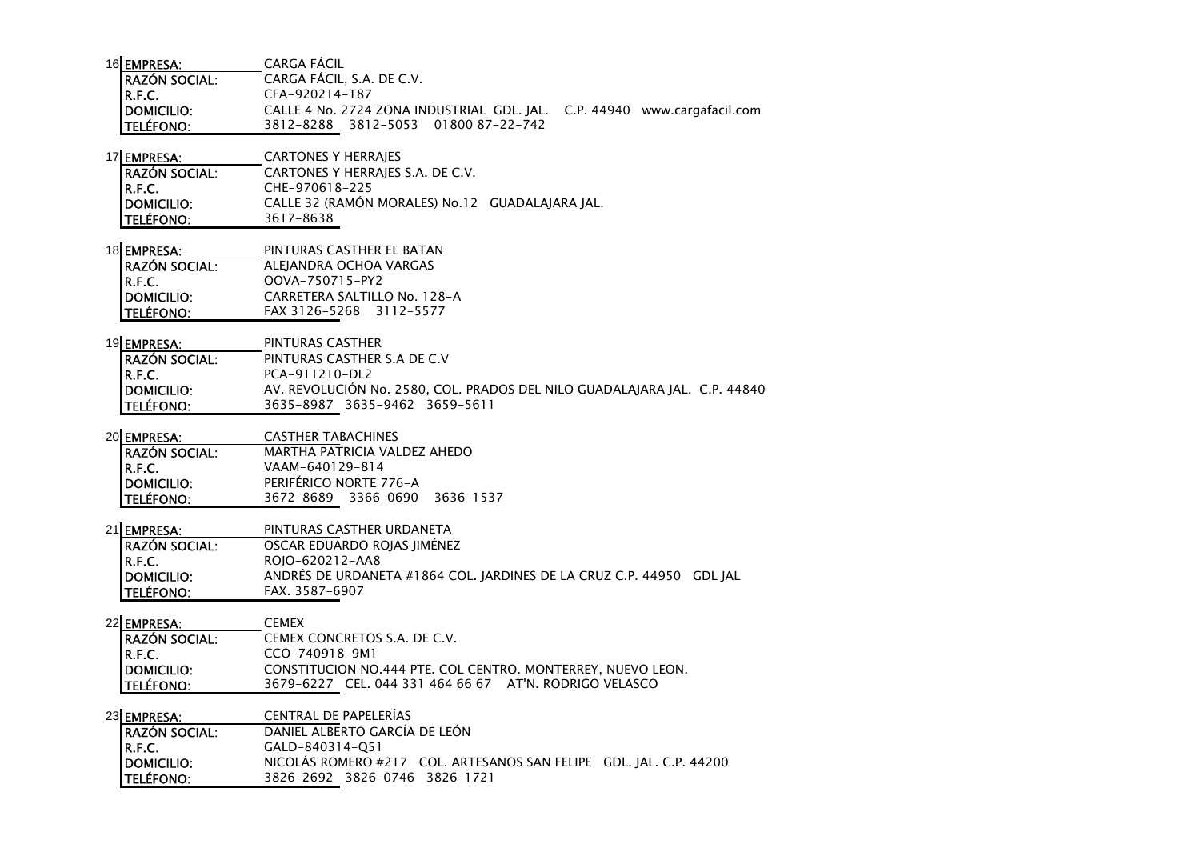| | | |
|---|---|---|
| 16 | **EMPRESA:** | CARGA FÁCIL |
| | **RAZÓN SOCIAL:** | CARGA FÁCIL, S.A. DE C.V. |
| | **R.F.C.** | CFA-920214-T87 |
| | **DOMICILIO:** | CALLE 4 No. 2724 ZONA INDUSTRIAL GDL. JAL. C.P. 44940 www.cargafacil.com |
| | **TELÉFONO:** | 3812-8288 3812-5053 01800 87-22-742 |
| 17 | **EMPRESA:** | CARTONES Y HERRAJES |
| | **RAZÓN SOCIAL:** | CARTONES Y HERRAJES S.A. DE C.V. |
| | **R.F.C.** | CHE-970618-225 |
| | **DOMICILIO:** | CALLE 32 (RAMÓN MORALES) No.12 GUADALAJARA JAL. |
| | **TELÉFONO:** | 3617-8638 |
| 18 | **EMPRESA:** | PINTURAS CASTHER EL BATAN |
| | **RAZÓN SOCIAL:** | ALEJANDRA OCHOA VARGAS |
| | **R.F.C.** | OOVA-750715-PY2 |
| | **DOMICILIO:** | CARRETERA SALTILLO No. 128-A |
| | **TELÉFONO:** | FAX 3126-5268 3112-5577 |
| 19 | **EMPRESA:** | PINTURAS CASTHER |
| | **RAZÓN SOCIAL:** | PINTURAS CASTHER S.A DE C.V |
| | **R.F.C.** | PCA-911210-DL2 |
| | **DOMICILIO:** | AV. REVOLUCIÓN No. 2580, COL. PRADOS DEL NILO GUADALAJARA JAL. C.P. 44840 |
| | **TELÉFONO:** | 3635-8987 3635-9462 3659-5611 |
| 20 | **EMPRESA:** | CASTHER TABACHINES |
| | **RAZÓN SOCIAL:** | MARTHA PATRICIA VALDEZ AHEDO |
| | **R.F.C.** | VAAM-640129-814 |
| | **DOMICILIO:** | PERIFÉRICO NORTE 776-A |
| | **TELÉFONO:** | 3672-8689 3366-0690 3636-1537 |
| 21 | **EMPRESA:** | PINTURAS CASTHER URDANETA |
| | **RAZÓN SOCIAL:** | OSCAR EDUARDO ROJAS JIMÉNEZ |
| | **R.F.C.** | ROJO-620212-AA8 |
| | **DOMICILIO:** | ANDRÉS DE URDANETA #1864 COL. JARDINES DE LA CRUZ C.P. 44950 GDL JAL |
| | **TELÉFONO:** | FAX. 3587-6907 |
| 22 | **EMPRESA:** | CEMEX |
| | **RAZÓN SOCIAL:** | CEMEX CONCRETOS S.A. DE C.V. |
| | **R.F.C.** | CCO-740918-9M1 |
| | **DOMICILIO:** | CONSTITUCION NO.444 PTE. COL CENTRO. MONTERREY, NUEVO LEON. |
| | **TELÉFONO:** | 3679-6227 CEL. 044 331 464 66 67 AT'N. RODRIGO VELASCO |
| 23 | **EMPRESA:** | CENTRAL DE PAPELERÍAS |
| | **RAZÓN SOCIAL:** | DANIEL ALBERTO GARCÍA DE LEÓN |
| | **R.F.C.** | GALD-840314-Q51 |
| | **DOMICILIO:** | NICOLÁS ROMERO #217 COL. ARTESANOS SAN FELIPE GDL. JAL. C.P. 44200 |
| | **TELÉFONO:** | 3826-2692 3826-0746 3826-1721 |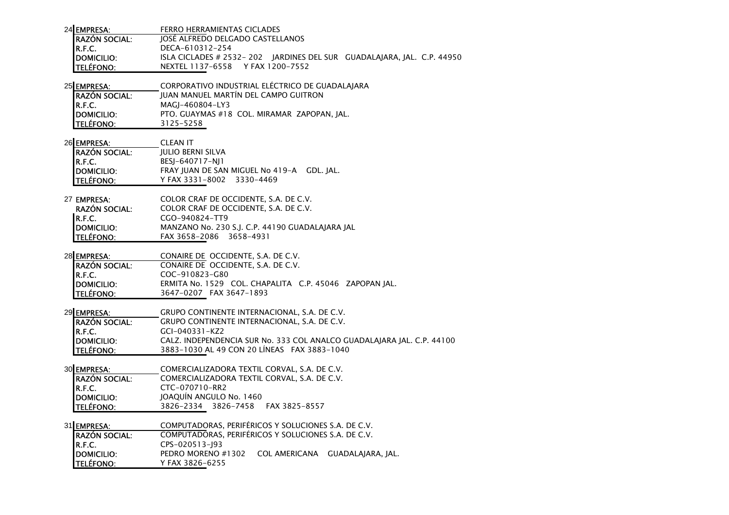24 **EMPRESA:** FERRO HERRAMIENTAS CICLADES
**RAZÓN SOCIAL:** JOSÉ ALFREDO DELGADO CASTELLANOS
**R.F.C.** DECA-610312-254
**DOMICILIO:** ISLA CICLADES # 2532- 202 JARDINES DEL SUR GUADALAJARA, JAL. C.P. 44950
**TELÉFONO:** NEXTEL 1137-6558 Y FAX 1200-7552

25 **EMPRESA:** CORPORATIVO INDUSTRIAL ELÉCTRICO DE GUADALAJARA
**RAZÓN SOCIAL:** JUAN MANUEL MARTÍN DEL CAMPO GUITRON
**R.F.C.** MAGJ-460804-LY3
**DOMICILIO:** PTO. GUAYMAS #18 COL. MIRAMAR ZAPOPAN, JAL.
**TELÉFONO:** 3125-5258

26 **EMPRESA:** CLEAN IT
**RAZÓN SOCIAL:** JULIO BERNI SILVA
**R.F.C.** BESJ-640717-NJ1
**DOMICILIO:** FRAY JUAN DE SAN MIGUEL No 419-A GDL. JAL.
**TELÉFONO:** Y FAX 3331-8002 3330-4469

27 **EMPRESA:** COLOR CRAF DE OCCIDENTE, S.A. DE C.V.
**RAZÓN SOCIAL:** COLOR CRAF DE OCCIDENTE, S.A. DE C.V.
**R.F.C.** CGO-940824-TT9
**DOMICILIO:** MANZANO No. 230 S.J. C.P. 44190 GUADALAJARA JAL
**TELÉFONO:** FAX 3658-2086 3658-4931

28 **EMPRESA:** CONAIRE DE OCCIDENTE, S.A. DE C.V.
**RAZÓN SOCIAL:** CONAIRE DE OCCIDENTE, S.A. DE C.V.
**R.F.C.** COC-910823-G80
**DOMICILIO:** ERMITA No. 1529 COL. CHAPALITA C.P. 45046 ZAPOPAN JAL.
**TELÉFONO:** 3647-0207 FAX 3647-1893

29 **EMPRESA:** GRUPO CONTINENTE INTERNACIONAL, S.A. DE C.V.
**RAZÓN SOCIAL:** GRUPO CONTINENTE INTERNACIONAL, S.A. DE C.V.
**R.F.C.** GCI-040331-KZ2
**DOMICILIO:** CALZ. INDEPENDENCIA SUR No. 333 COL ANALCO GUADALAJARA JAL. C.P. 44100
**TELÉFONO:** 3883-1030 AL 49 CON 20 LÍNEAS FAX 3883-1040

30 **EMPRESA:** COMERCIALIZADORA TEXTIL CORVAL, S.A. DE C.V.
**RAZÓN SOCIAL:** COMERCIALIZADORA TEXTIL CORVAL, S.A. DE C.V.
**R.F.C.** CTC-070710-RR2
**DOMICILIO:** JOAQUÍN ANGULO No. 1460
**TELÉFONO:** 3826-2334 3826-7458 FAX 3825-8557

31 **EMPRESA:** COMPUTADORAS, PERIFÉRICOS Y SOLUCIONES S.A. DE C.V.
**RAZÓN SOCIAL:** COMPUTADORAS, PERIFÉRICOS Y SOLUCIONES S.A. DE C.V.
**R.F.C.** CPS-020513-J93
**DOMICILIO:** PEDRO MORENO #1302 COL AMERICANA GUADALAJARA, JAL.
**TELÉFONO:** Y FAX 3826-6255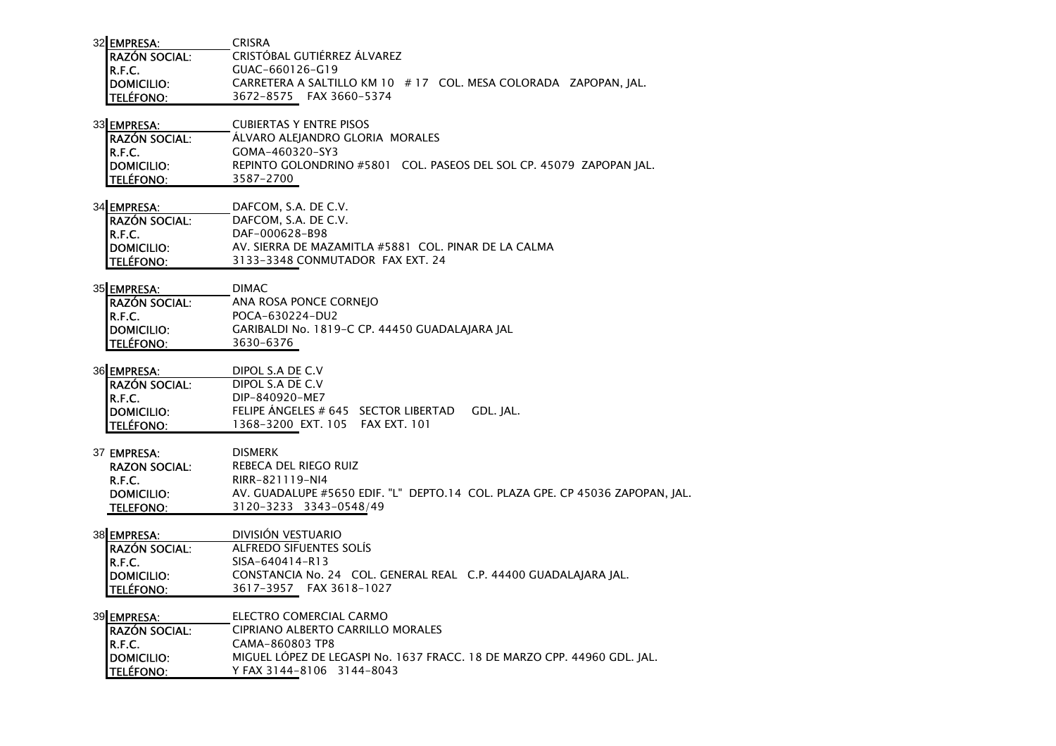32 **EMPRESA:** CRISRA
**RAZÓN SOCIAL:** CRISTÓBAL GUTIÉRREZ ÁLVAREZ
**R.F.C.** GUAC-660126-G19
**DOMICILIO:** CARRETERA A SALTILLO KM 10 # 17 COL. MESA COLORADA ZAPOPAN, JAL.
**TELÉFONO:** 3672-8575 FAX 3660-5374

33 **EMPRESA:** CUBIERTAS Y ENTRE PISOS
**RAZÓN SOCIAL:** ÁLVARO ALEJANDRO GLORIA MORALES
**R.F.C.** GOMA-460320-SY3
**DOMICILIO:** REPINTO GOLONDRINO #5801 COL. PASEOS DEL SOL CP. 45079 ZAPOPAN JAL.
**TELÉFONO:** 3587-2700

34 **EMPRESA:** DAFCOM, S.A. DE C.V.
**RAZÓN SOCIAL:** DAFCOM, S.A. DE C.V.
**R.F.C.** DAF-000628-B98
**DOMICILIO:** AV. SIERRA DE MAZAMITLA #5881 COL. PINAR DE LA CALMA
**TELÉFONO:** 3133-3348 CONMUTADOR FAX EXT. 24

35 **EMPRESA:** DIMAC
**RAZÓN SOCIAL:** ANA ROSA PONCE CORNEJO
**R.F.C.** POCA-630224-DU2
**DOMICILIO:** GARIBALDI No. 1819-C CP. 44450 GUADALAJARA JAL
**TELÉFONO:** 3630-6376

36 **EMPRESA:** DIPOL S.A DE C.V
**RAZÓN SOCIAL:** DIPOL S.A DE C.V
**R.F.C.** DIP-840920-ME7
**DOMICILIO:** FELIPE ÁNGELES # 645 SECTOR LIBERTAD GDL. JAL.
**TELÉFONO:** 1368-3200 EXT. 105 FAX EXT. 101

37 **EMPRESA:** DISMERK
**RAZON SOCIAL:** REBECA DEL RIEGO RUIZ
**R.F.C.** RIRR-821119-NI4
**DOMICILIO:** AV. GUADALUPE #5650 EDIF. "L" DEPTO.14 COL. PLAZA GPE. CP 45036 ZAPOPAN, JAL.
**TELEFONO:** 3120-3233 3343-0548/49

38 **EMPRESA:** DIVISIÓN VESTUARIO
**RAZÓN SOCIAL:** ALFREDO SIFUENTES SOLÍS
**R.F.C.** SISA-640414-R13
**DOMICILIO:** CONSTANCIA No. 24 COL. GENERAL REAL C.P. 44400 GUADALAJARA JAL.
**TELÉFONO:** 3617-3957 FAX 3618-1027

39 **EMPRESA:** ELECTRO COMERCIAL CARMO
**RAZÓN SOCIAL:** CIPRIANO ALBERTO CARRILLO MORALES
**R.F.C.** CAMA-860803 TP8
**DOMICILIO:** MIGUEL LÓPEZ DE LEGASPI No. 1637 FRACC. 18 DE MARZO CPP. 44960 GDL. JAL.
**TELÉFONO:** Y FAX 3144-8106 3144-8043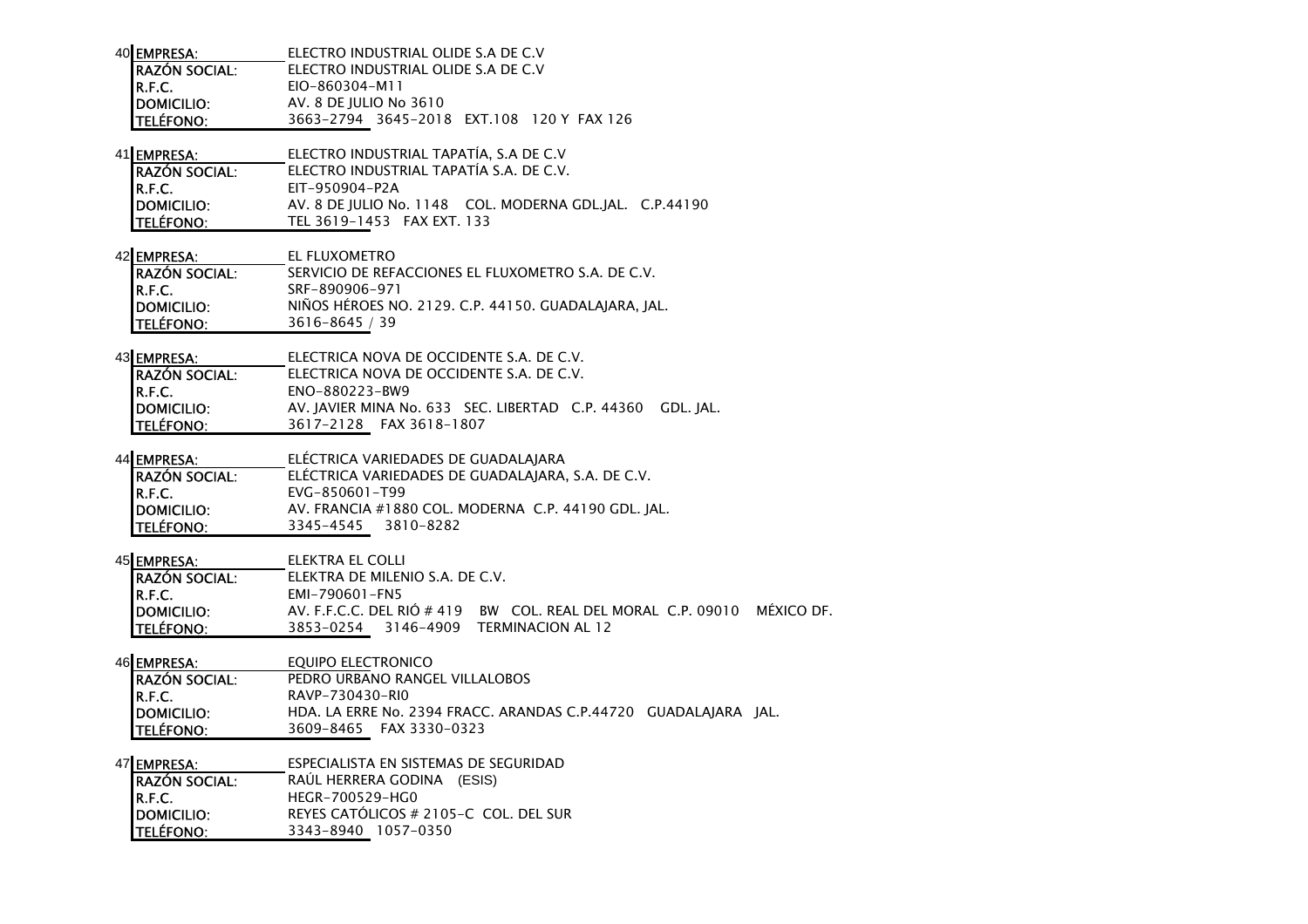40

| | |
|---|---|
| **EMPRESA:** | ELECTRO INDUSTRIAL OLIDE S.A DE C.V |
| **RAZÓN SOCIAL:** | ELECTRO INDUSTRIAL OLIDE S.A DE C.V |
| **R.F.C.** | EIO-860304-M11 |
| **DOMICILIO:** | AV. 8 DE JULIO No 3610 |
| **TELÉFONO:** | 3663-2794 3645-2018 EXT.108 120 Y FAX 126 |

41

| | |
|---|---|
| **EMPRESA:** | ELECTRO INDUSTRIAL TAPATÍA, S.A DE C.V |
| **RAZÓN SOCIAL:** | ELECTRO INDUSTRIAL TAPATÍA S.A. DE C.V. |
| **R.F.C.** | EIT-950904-P2A |
| **DOMICILIO:** | AV. 8 DE JULIO No. 1148 COL. MODERNA GDL.JAL. C.P.44190 |
| **TELÉFONO:** | TEL 3619-1453 FAX EXT. 133 |

42

| | |
|---|---|
| **EMPRESA:** | EL FLUXOMETRO |
| **RAZÓN SOCIAL:** | SERVICIO DE REFACCIONES EL FLUXOMETRO S.A. DE C.V. |
| **R.F.C.** | SRF-890906-971 |
| **DOMICILIO:** | NIÑOS HÉROES NO. 2129. C.P. 44150. GUADALAJARA, JAL. |
| **TELÉFONO:** | 3616-8645 / 39 |

43

| | |
|---|---|
| **EMPRESA:** | ELECTRICA NOVA DE OCCIDENTE S.A. DE C.V. |
| **RAZÓN SOCIAL:** | ELECTRICA NOVA DE OCCIDENTE S.A. DE C.V. |
| **R.F.C.** | ENO-880223-BW9 |
| **DOMICILIO:** | AV. JAVIER MINA No. 633 SEC. LIBERTAD C.P. 44360 GDL. JAL. |
| **TELÉFONO:** | 3617-2128 FAX 3618-1807 |

44

| | |
|---|---|
| **EMPRESA:** | ELÉCTRICA VARIEDADES DE GUADALAJARA |
| **RAZÓN SOCIAL:** | ELÉCTRICA VARIEDADES DE GUADALAJARA, S.A. DE C.V. |
| **R.F.C.** | EVG-850601-T99 |
| **DOMICILIO:** | AV. FRANCIA #1880 COL. MODERNA C.P. 44190 GDL. JAL. |
| **TELÉFONO:** | 3345-4545 3810-8282 |

45

| | |
|---|---|
| **EMPRESA:** | ELEKTRA EL COLLI |
| **RAZÓN SOCIAL:** | ELEKTRA DE MILENIO S.A. DE C.V. |
| **R.F.C.** | EMI-790601-FN5 |
| **DOMICILIO:** | AV. F.F.C.C. DEL RIÓ # 419 BW COL. REAL DEL MORAL C.P. 09010 MÉXICO DF. |
| **TELÉFONO:** | 3853-0254 3146-4909 TERMINACION AL 12 |

46

| | |
|---|---|
| **EMPRESA:** | EQUIPO ELECTRONICO |
| **RAZÓN SOCIAL:** | PEDRO URBANO RANGEL VILLALOBOS |
| **R.F.C.** | RAVP-730430-RI0 |
| **DOMICILIO:** | HDA. LA ERRE No. 2394 FRACC. ARANDAS C.P.44720 GUADALAJARA JAL. |
| **TELÉFONO:** | 3609-8465 FAX 3330-0323 |

47

| | |
|---|---|
| **EMPRESA:** | ESPECIALISTA EN SISTEMAS DE SEGURIDAD |
| **RAZÓN SOCIAL:** | RAÚL HERRERA GODINA (ESIS) |
| **R.F.C.** | HEGR-700529-HG0 |
| **DOMICILIO:** | REYES CATÓLICOS # 2105-C COL. DEL SUR |
| **TELÉFONO:** | 3343-8940 1057-0350 |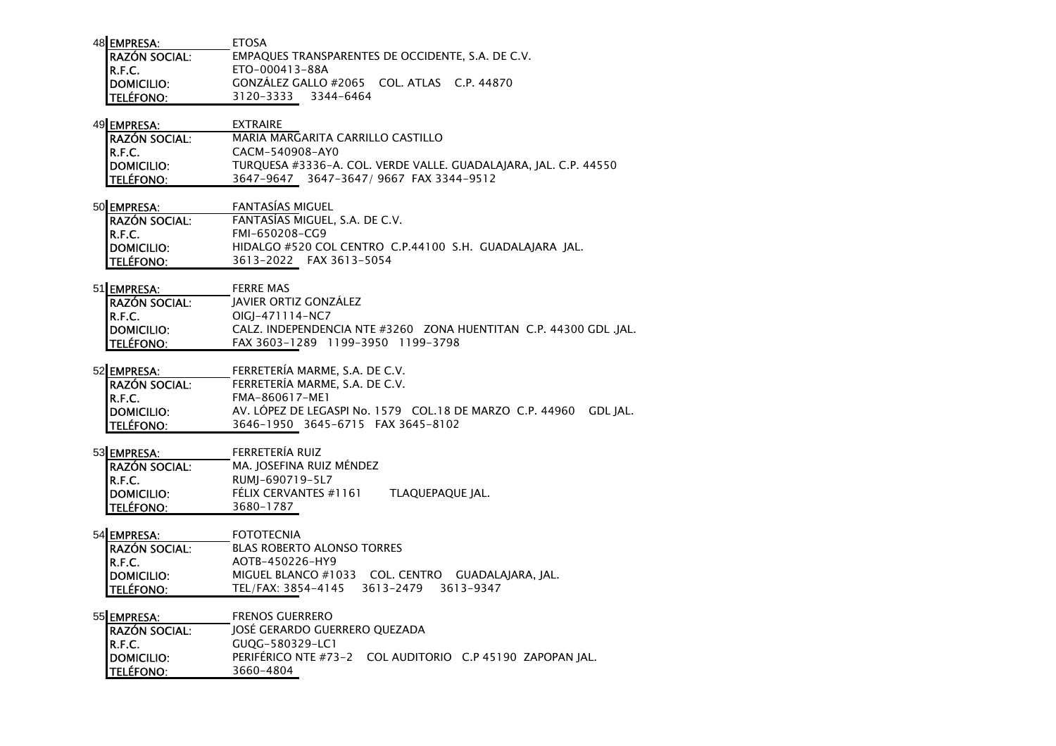48

| EMPRESA: | ETOSA |
|---|---|
| RAZÓN SOCIAL: | EMPAQUES TRANSPARENTES DE OCCIDENTE, S.A. DE C.V. |
| R.F.C. | ETO-000413-88A |
| DOMICILIO: | GONZÁLEZ GALLO #2065 COL. ATLAS C.P. 44870 |
| TELÉFONO: | 3120-3333 3344-6464 |

49

| EMPRESA: | EXTRAIRE |
|---|---|
| RAZÓN SOCIAL: | MARIA MARGARITA CARRILLO CASTILLO |
| R.F.C. | CACM-540908-AY0 |
| DOMICILIO: | TURQUESA #3336-A. COL. VERDE VALLE. GUADALAJARA, JAL. C.P. 44550 |
| TELÉFONO: | 3647-9647 3647-3647/ 9667 FAX 3344-9512 |

50

| EMPRESA: | FANTASÍAS MIGUEL |
|---|---|
| RAZÓN SOCIAL: | FANTASÍAS MIGUEL, S.A. DE C.V. |
| R.F.C. | FMI-650208-CG9 |
| DOMICILIO: | HIDALGO #520 COL CENTRO C.P.44100 S.H. GUADALAJARA JAL. |
| TELÉFONO: | 3613-2022 FAX 3613-5054 |

51

| EMPRESA: | FERRE MAS |
|---|---|
| RAZÓN SOCIAL: | JAVIER ORTIZ GONZÁLEZ |
| R.F.C. | OIGJ-471114-NC7 |
| DOMICILIO: | CALZ. INDEPENDENCIA NTE #3260 ZONA HUENTITAN C.P. 44300 GDL .JAL. |
| TELÉFONO: | FAX 3603-1289 1199-3950 1199-3798 |

52

| EMPRESA: | FERRETERÍA MARME, S.A. DE C.V. |
|---|---|
| RAZÓN SOCIAL: | FERRETERÍA MARME, S.A. DE C.V. |
| R.F.C. | FMA-860617-ME1 |
| DOMICILIO: | AV. LÓPEZ DE LEGASPI No. 1579 COL.18 DE MARZO C.P. 44960 GDL JAL. |
| TELÉFONO: | 3646-1950 3645-6715 FAX 3645-8102 |

53

| EMPRESA: | FERRETERÍA RUIZ |
|---|---|
| RAZÓN SOCIAL: | MA. JOSEFINA RUIZ MÉNDEZ |
| R.F.C. | RUMJ-690719-5L7 |
| DOMICILIO: | FÉLIX CERVANTES #1161 TLAQUEPAQUE JAL. |
| TELÉFONO: | 3680-1787 |

54

| EMPRESA: | FOTOTECNIA |
|---|---|
| RAZÓN SOCIAL: | BLAS ROBERTO ALONSO TORRES |
| R.F.C. | AOTB-450226-HY9 |
| DOMICILIO: | MIGUEL BLANCO #1033 COL. CENTRO GUADALAJARA, JAL. |
| TELÉFONO: | TEL/FAX: 3854-4145 3613-2479 3613-9347 |

55

| EMPRESA: | FRENOS GUERRERO |
|---|---|
| RAZÓN SOCIAL: | JOSÉ GERARDO GUERRERO QUEZADA |
| R.F.C. | GUQG-580329-LC1 |
| DOMICILIO: | PERIFÉRICO NTE #73-2 COL AUDITORIO C.P 45190 ZAPOPAN JAL. |
| TELÉFONO: | 3660-4804 |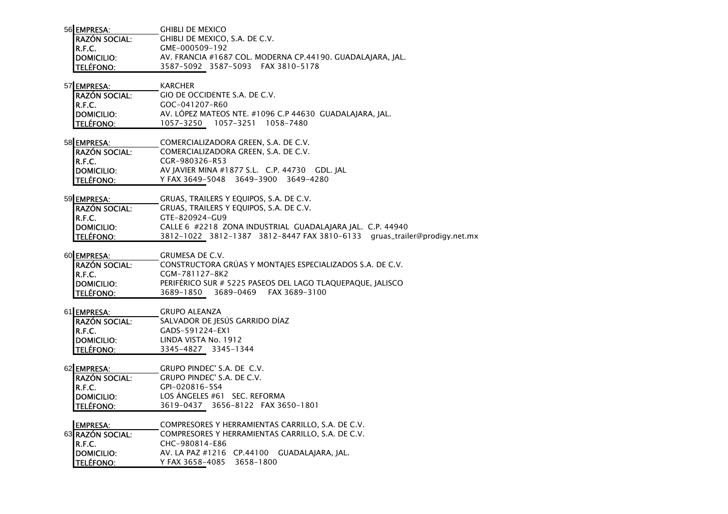56

| | |
|---|---|
| EMPRESA: | GHIBLI DE MEXICO |
| RAZÓN SOCIAL: | GHIBLI DE MEXICO, S.A. DE C.V. |
| R.F.C. | GME-000509-192 |
| DOMICILIO: | AV. FRANCIA #1687 COL. MODERNA CP.44190. GUADALAJARA, JAL. |
| TELÉFONO: | 3587-5092 3587-5093 FAX 3810-5178 |

57

| | |
|---|---|
| EMPRESA: | KARCHER |
| RAZÓN SOCIAL: | GIO DE OCCIDENTE S.A. DE C.V. |
| R.F.C. | GOC-041207-R60 |
| DOMICILIO: | AV. LÓPEZ MATEOS NTE. #1096 C.P 44630 GUADALAJARA, JAL. |
| TELÉFONO: | 1057-3250 1057-3251 1058-7480 |

58

| | |
|---|---|
| EMPRESA: | COMERCIALIZADORA GREEN, S.A. DE C.V. |
| RAZÓN SOCIAL: | COMERCIALIZADORA GREEN, S.A. DE C.V. |
| R.F.C. | CGR-980326-R53 |
| DOMICILIO: | AV JAVIER MINA #1877 S.L. C.P. 44730 GDL. JAL |
| TELÉFONO: | Y FAX 3649-5048 3649-3900 3649-4280 |

59

| | |
|---|---|
| EMPRESA: | GRUAS, TRAILERS Y EQUIPOS, S.A. DE C.V. |
| RAZÓN SOCIAL: | GRUAS, TRAILERS Y EQUIPOS, S.A. DE C.V. |
| R.F.C. | GTE-820924-GU9 |
| DOMICILIO: | CALLE 6 #2218 ZONA INDUSTRIAL GUADALAJARA JAL. C.P. 44940 |
| TELÉFONO: | 3812-1022 3812-1387 3812-8447 FAX 3810-6133 gruas_trailer@prodigy.net.mx |

60

| | |
|---|---|
| EMPRESA: | GRUMESA DE C.V. |
| RAZÓN SOCIAL: | CONSTRUCTORA GRÚAS Y MONTAJES ESPECIALIZADOS S.A. DE C.V. |
| R.F.C. | CGM-781127-8K2 |
| DOMICILIO: | PERIFÉRICO SUR # 5225 PASEOS DEL LAGO TLAQUEPAQUE, JALISCO |
| TELÉFONO: | 3689-1850 3689-0469 FAX 3689-3100 |

61

| | |
|---|---|
| EMPRESA: | GRUPO ALEANZA |
| RAZÓN SOCIAL: | SALVADOR DE JESÚS GARRIDO DÍAZ |
| R.F.C. | GADS-591224-EX1 |
| DOMICILIO: | LINDA VISTA No. 1912 |
| TELÉFONO: | 3345-4827 3345-1344 |

62

| | |
|---|---|
| EMPRESA: | GRUPO PINDEC' S.A. DE C.V. |
| RAZÓN SOCIAL: | GRUPO PINDEC' S.A. DE C.V. |
| R.F.C. | GPI-020816-5S4 |
| DOMICILIO: | LOS ÁNGELES #61 SEC. REFORMA |
| TELÉFONO: | 3619-0437 3656-8122 FAX 3650-1801 |

63

| | |
|---|---|
| EMPRESA: | COMPRESORES Y HERRAMIENTAS CARRILLO, S.A. DE C.V. |
| RAZÓN SOCIAL: | COMPRESORES Y HERRAMIENTAS CARRILLO, S.A. DE C.V. |
| R.F.C. | CHC-980814-E86 |
| DOMICILIO: | AV. LA PAZ #1216 CP.44100 GUADALAJARA, JAL. |
| TELÉFONO: | Y FAX 3658-4085 3658-1800 |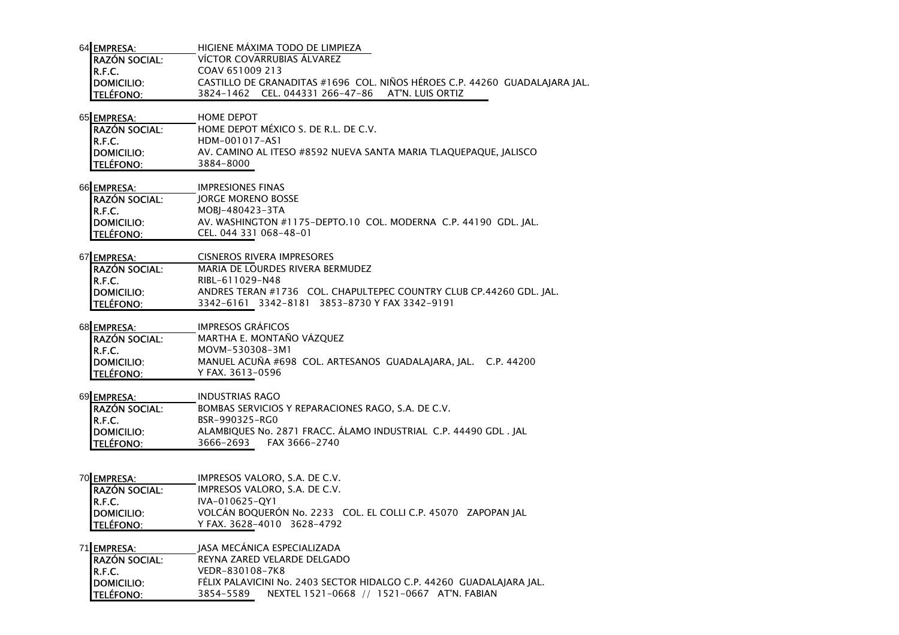64

| | |
|---|---|
| **EMPRESA:** | HIGIENE MÁXIMA TODO DE LIMPIEZA |
| **RAZÓN SOCIAL:** | VÍCTOR COVARRUBIAS ÁLVAREZ |
| **R.F.C.** | COAV 651009 213 |
| **DOMICILIO:** | CASTILLO DE GRANADITAS #1696 COL. NIÑOS HÉROES C.P. 44260 GUADALAJARA JAL. |
| **TELÉFONO:** | 3824-1462 CEL. 044331 266-47-86 AT'N. LUIS ORTIZ |

65

| | |
|---|---|
| **EMPRESA:** | HOME DEPOT |
| **RAZÓN SOCIAL:** | HOME DEPOT MÉXICO S. DE R.L. DE C.V. |
| **R.F.C.** | HDM-001017-AS1 |
| **DOMICILIO:** | AV. CAMINO AL ITESO #8592 NUEVA SANTA MARIA TLAQUEPAQUE, JALISCO |
| **TELÉFONO:** | 3884-8000 |

66

| | |
|---|---|
| **EMPRESA:** | IMPRESIONES FINAS |
| **RAZÓN SOCIAL:** | JORGE MORENO BOSSE |
| **R.F.C.** | MOBJ-480423-3TA |
| **DOMICILIO:** | AV. WASHINGTON #1175-DEPTO.10 COL. MODERNA C.P. 44190 GDL. JAL. |
| **TELÉFONO:** | CEL. 044 331 068-48-01 |

67

| | |
|---|---|
| **EMPRESA:** | CISNEROS RIVERA IMPRESORES |
| **RAZÓN SOCIAL:** | MARIA DE LOURDES RIVERA BERMUDEZ |
| **R.F.C.** | RIBL-611029-N48 |
| **DOMICILIO:** | ANDRES TERAN #1736 COL. CHAPULTEPEC COUNTRY CLUB CP.44260 GDL. JAL. |
| **TELÉFONO:** | 3342-6161 3342-8181 3853-8730 Y FAX 3342-9191 |

68

| | |
|---|---|
| **EMPRESA:** | IMPRESOS GRÁFICOS |
| **RAZÓN SOCIAL:** | MARTHA E. MONTAÑO VÁZQUEZ |
| **R.F.C.** | MOVM-530308-3M1 |
| **DOMICILIO:** | MANUEL ACUÑA #698 COL. ARTESANOS GUADALAJARA, JAL. C.P. 44200 |
| **TELÉFONO:** | Y FAX. 3613-0596 |

69

| | |
|---|---|
| **EMPRESA:** | INDUSTRIAS RAGO |
| **RAZÓN SOCIAL:** | BOMBAS SERVICIOS Y REPARACIONES RAGO, S.A. DE C.V. |
| **R.F.C.** | BSR-990325-RG0 |
| **DOMICILIO:** | ALAMBIQUES No. 2871 FRACC. ÁLAMO INDUSTRIAL C.P. 44490 GDL . JAL |
| **TELÉFONO:** | 3666-2693 FAX 3666-2740 |

70

| | |
|---|---|
| **EMPRESA:** | IMPRESOS VALORO, S.A. DE C.V. |
| **RAZÓN SOCIAL:** | IMPRESOS VALORO, S.A. DE C.V. |
| **R.F.C.** | IVA-010625-QY1 |
| **DOMICILIO:** | VOLCÁN BOQUERÓN No. 2233 COL. EL COLLI C.P. 45070 ZAPOPAN JAL |
| **TELÉFONO:** | Y FAX. 3628-4010 3628-4792 |

71

| | |
|---|---|
| **EMPRESA:** | JASA MECÁNICA ESPECIALIZADA |
| **RAZÓN SOCIAL:** | REYNA ZARED VELARDE DELGADO |
| **R.F.C.** | VEDR-830108-7K8 |
| **DOMICILIO:** | FÉLIX PALAVICINI No. 2403 SECTOR HIDALGO C.P. 44260 GUADALAJARA JAL. |
| **TELÉFONO:** | 3854-5589 NEXTEL 1521-0668 // 1521-0667 AT'N. FABIAN |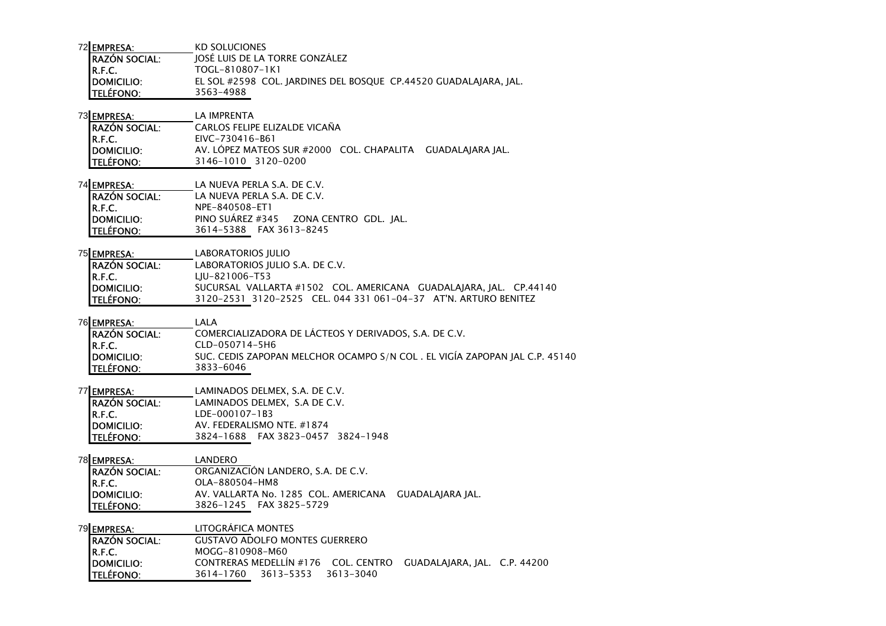72

| | |
|---|---|
| **EMPRESA:** | KD SOLUCIONES |
| **RAZÓN SOCIAL:** | JOSÉ LUIS DE LA TORRE GONZÁLEZ |
| **R.F.C.** | TOGL-810807-1K1 |
| **DOMICILIO:** | EL SOL #2598 COL. JARDINES DEL BOSQUE CP.44520 GUADALAJARA, JAL. |
| **TELÉFONO:** | 3563-4988 |

73

| | |
|---|---|
| **EMPRESA:** | LA IMPRENTA |
| **RAZÓN SOCIAL:** | CARLOS FELIPE ELIZALDE VICAÑA |
| **R.F.C.** | EIVC-730416-B61 |
| **DOMICILIO:** | AV. LÓPEZ MATEOS SUR #2000 COL. CHAPALITA GUADALAJARA JAL. |
| **TELÉFONO:** | 3146-1010 3120-0200 |

74

| | |
|---|---|
| **EMPRESA:** | LA NUEVA PERLA S.A. DE C.V. |
| **RAZÓN SOCIAL:** | LA NUEVA PERLA S.A. DE C.V. |
| **R.F.C.** | NPE-840508-ET1 |
| **DOMICILIO:** | PINO SUÁREZ #345 ZONA CENTRO GDL. JAL. |
| **TELÉFONO:** | 3614-5388 FAX 3613-8245 |

75

| | |
|---|---|
| **EMPRESA:** | LABORATORIOS JULIO |
| **RAZÓN SOCIAL:** | LABORATORIOS JULIO S.A. DE C.V. |
| **R.F.C.** | LJU-821006-T53 |
| **DOMICILIO:** | SUCURSAL VALLARTA #1502 COL. AMERICANA GUADALAJARA, JAL. CP.44140 |
| **TELÉFONO:** | 3120-2531 3120-2525 CEL. 044 331 061-04-37 AT'N. ARTURO BENITEZ |

76

| | |
|---|---|
| **EMPRESA:** | LALA |
| **RAZÓN SOCIAL:** | COMERCIALIZADORA DE LÁCTEOS Y DERIVADOS, S.A. DE C.V. |
| **R.F.C.** | CLD-050714-5H6 |
| **DOMICILIO:** | SUC. CEDIS ZAPOPAN MELCHOR OCAMPO S/N COL . EL VIGÍA ZAPOPAN JAL C.P. 45140 |
| **TELÉFONO:** | 3833-6046 |

77

| | |
|---|---|
| **EMPRESA:** | LAMINADOS DELMEX, S.A. DE C.V. |
| **RAZÓN SOCIAL:** | LAMINADOS DELMEX, S.A DE C.V. |
| **R.F.C.** | LDE-000107-1B3 |
| **DOMICILIO:** | AV. FEDERALISMO NTE. #1874 |
| **TELÉFONO:** | 3824-1688 FAX 3823-0457 3824-1948 |

78

| | |
|---|---|
| **EMPRESA:** | LANDERO |
| **RAZÓN SOCIAL:** | ORGANIZACIÓN LANDERO, S.A. DE C.V. |
| **R.F.C.** | OLA-880504-HM8 |
| **DOMICILIO:** | AV. VALLARTA No. 1285 COL. AMERICANA GUADALAJARA JAL. |
| **TELÉFONO:** | 3826-1245 FAX 3825-5729 |

79

| | |
|---|---|
| **EMPRESA:** | LITOGRÁFICA MONTES |
| **RAZÓN SOCIAL:** | GUSTAVO ADOLFO MONTES GUERRERO |
| **R.F.C.** | MOGG-810908-M60 |
| **DOMICILIO:** | CONTRERAS MEDELLÍN #176 COL. CENTRO GUADALAJARA, JAL. C.P. 44200 |
| **TELÉFONO:** | 3614-1760 3613-5353 3613-3040 |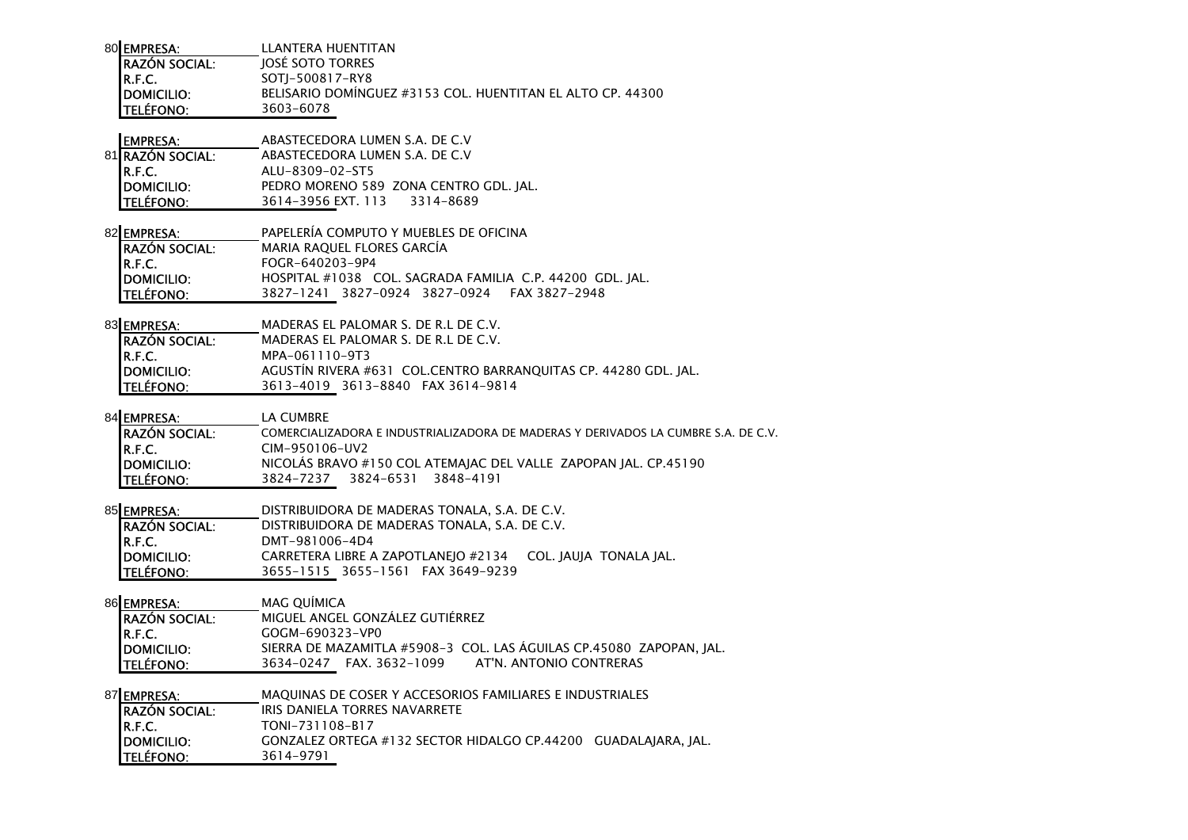**80**

| | |
|---|---|
| **EMPRESA:** | LLANTERA HUENTITAN |
| **RAZÓN SOCIAL:** | JOSÉ SOTO TORRES |
| **R.F.C.** | SOTJ-500817-RY8 |
| **DOMICILIO:** | BELISARIO DOMÍNGUEZ #3153 COL. HUENTITAN EL ALTO CP. 44300 |
| **TELÉFONO:** | 3603-6078 |

**81**

| | |
|---|---|
| **EMPRESA:** | ABASTECEDORA LUMEN S.A. DE C.V |
| **RAZÓN SOCIAL:** | ABASTECEDORA LUMEN S.A. DE C.V |
| **R.F.C.** | ALU-8309-02-ST5 |
| **DOMICILIO:** | PEDRO MORENO 589 ZONA CENTRO GDL. JAL. |
| **TELÉFONO:** | 3614-3956 EXT. 113 3314-8689 |

**82**

| | |
|---|---|
| **EMPRESA:** | PAPELERÍA COMPUTO Y MUEBLES DE OFICINA |
| **RAZÓN SOCIAL:** | MARIA RAQUEL FLORES GARCÍA |
| **R.F.C.** | FOGR-640203-9P4 |
| **DOMICILIO:** | HOSPITAL #1038 COL. SAGRADA FAMILIA C.P. 44200 GDL. JAL. |
| **TELÉFONO:** | 3827-1241 3827-0924 3827-0924 FAX 3827-2948 |

**83**

| | |
|---|---|
| **EMPRESA:** | MADERAS EL PALOMAR S. DE R.L DE C.V. |
| **RAZÓN SOCIAL:** | MADERAS EL PALOMAR S. DE R.L DE C.V. |
| **R.F.C.** | MPA-061110-9T3 |
| **DOMICILIO:** | AGUSTÍN RIVERA #631 COL.CENTRO BARRANQUITAS CP. 44280 GDL. JAL. |
| **TELÉFONO:** | 3613-4019 3613-8840 FAX 3614-9814 |

**84**

| | |
|---|---|
| **EMPRESA:** | LA CUMBRE |
| **RAZÓN SOCIAL:** | COMERCIALIZADORA E INDUSTRIALIZADORA DE MADERAS Y DERIVADOS LA CUMBRE S.A. DE C.V. |
| **R.F.C.** | CIM-950106-UV2 |
| **DOMICILIO:** | NICOLÁS BRAVO #150 COL ATEMAJAC DEL VALLE ZAPOPAN JAL. CP.45190 |
| **TELÉFONO:** | 3824-7237 3824-6531 3848-4191 |

**85**

| | |
|---|---|
| **EMPRESA:** | DISTRIBUIDORA DE MADERAS TONALA, S.A. DE C.V. |
| **RAZÓN SOCIAL:** | DISTRIBUIDORA DE MADERAS TONALA, S.A. DE C.V. |
| **R.F.C.** | DMT-981006-4D4 |
| **DOMICILIO:** | CARRETERA LIBRE A ZAPOTLANEJO #2134 COL. JAUJA TONALA JAL. |
| **TELÉFONO:** | 3655-1515 3655-1561 FAX 3649-9239 |

**86**

| | |
|---|---|
| **EMPRESA:** | MAG QUÍMICA |
| **RAZÓN SOCIAL:** | MIGUEL ANGEL GONZÁLEZ GUTIÉRREZ |
| **R.F.C.** | GOGM-690323-VP0 |
| **DOMICILIO:** | SIERRA DE MAZAMITLA #5908-3 COL. LAS ÁGUILAS CP.45080 ZAPOPAN, JAL. |
| **TELÉFONO:** | 3634-0247 FAX. 3632-1099 AT'N. ANTONIO CONTRERAS |

**87**

| | |
|---|---|
| **EMPRESA:** | MAQUINAS DE COSER Y ACCESORIOS FAMILIARES E INDUSTRIALES |
| **RAZÓN SOCIAL:** | IRIS DANIELA TORRES NAVARRETE |
| **R.F.C.** | TONI-731108-B17 |
| **DOMICILIO:** | GONZALEZ ORTEGA #132 SECTOR HIDALGO CP.44200 GUADALAJARA, JAL. |
| **TELÉFONO:** | 3614-9791 |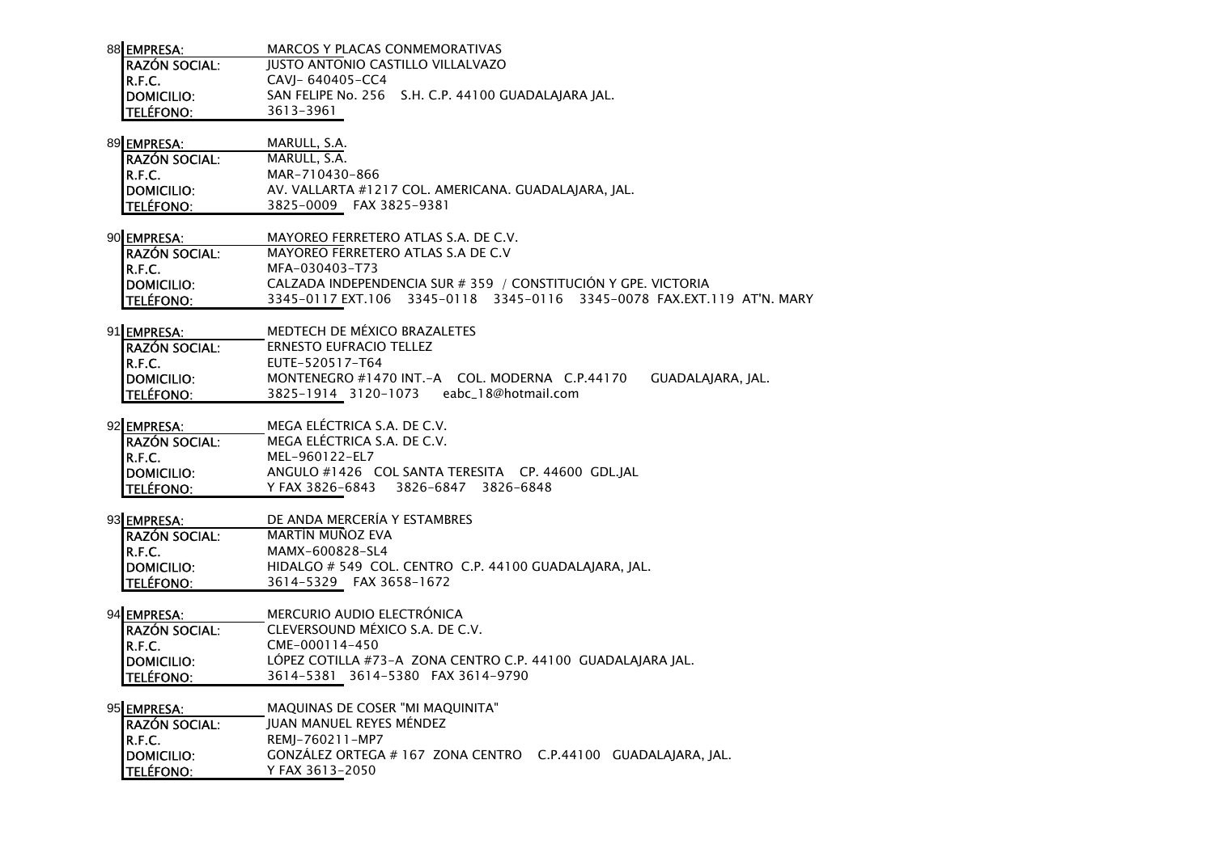**88**

| | |
|---|---|
| **EMPRESA:** | MARCOS Y PLACAS CONMEMORATIVAS |
| **RAZÓN SOCIAL:** | JUSTO ANTONIO CASTILLO VILLALVAZO |
| **R.F.C.** | CAVJ- 640405-CC4 |
| **DOMICILIO:** | SAN FELIPE No. 256 S.H. C.P. 44100 GUADALAJARA JAL. |
| **TELÉFONO:** | 3613-3961 |

**89**

| | |
|---|---|
| **EMPRESA:** | MARULL, S.A. |
| **RAZÓN SOCIAL:** | MARULL, S.A. |
| **R.F.C.** | MAR-710430-866 |
| **DOMICILIO:** | AV. VALLARTA #1217 COL. AMERICANA. GUADALAJARA, JAL. |
| **TELÉFONO:** | 3825-0009 FAX 3825-9381 |

**90**

| | |
|---|---|
| **EMPRESA:** | MAYOREO FERRETERO ATLAS S.A. DE C.V. |
| **RAZÓN SOCIAL:** | MAYOREO FERRETERO ATLAS S.A DE C.V |
| **R.F.C.** | MFA-030403-T73 |
| **DOMICILIO:** | CALZADA INDEPENDENCIA SUR # 359 / CONSTITUCIÓN Y GPE. VICTORIA |
| **TELÉFONO:** | 3345-0117 EXT.106 3345-0118 3345-0116 3345-0078 FAX.EXT.119 AT'N. MARY |

**91**

| | |
|---|---|
| **EMPRESA:** | MEDTECH DE MÉXICO BRAZALETES |
| **RAZÓN SOCIAL:** | ERNESTO EUFRACIO TELLEZ |
| **R.F.C.** | EUTE-520517-T64 |
| **DOMICILIO:** | MONTENEGRO #1470 INT.-A COL. MODERNA C.P.44170 GUADALAJARA, JAL. |
| **TELÉFONO:** | 3825-1914 3120-1073 eabc_18@hotmail.com |

**92**

| | |
|---|---|
| **EMPRESA:** | MEGA ELÉCTRICA S.A. DE C.V. |
| **RAZÓN SOCIAL:** | MEGA ELÉCTRICA S.A. DE C.V. |
| **R.F.C.** | MEL-960122-EL7 |
| **DOMICILIO:** | ANGULO #1426 COL SANTA TERESITA CP. 44600 GDL.JAL |
| **TELÉFONO:** | Y FAX 3826-6843 3826-6847 3826-6848 |

**93**

| | |
|---|---|
| **EMPRESA:** | DE ANDA MERCERÍA Y ESTAMBRES |
| **RAZÓN SOCIAL:** | MARTÍN MUÑOZ EVA |
| **R.F.C.** | MAMX-600828-SL4 |
| **DOMICILIO:** | HIDALGO # 549 COL. CENTRO C.P. 44100 GUADALAJARA, JAL. |
| **TELÉFONO:** | 3614-5329 FAX 3658-1672 |

**94**

| | |
|---|---|
| **EMPRESA:** | MERCURIO AUDIO ELECTRÓNICA |
| **RAZÓN SOCIAL:** | CLEVERSOUND MÉXICO S.A. DE C.V. |
| **R.F.C.** | CME-000114-450 |
| **DOMICILIO:** | LÓPEZ COTILLA #73-A ZONA CENTRO C.P. 44100 GUADALAJARA JAL. |
| **TELÉFONO:** | 3614-5381 3614-5380 FAX 3614-9790 |

**95**

| | |
|---|---|
| **EMPRESA:** | MAQUINAS DE COSER "MI MAQUINITA" |
| **RAZÓN SOCIAL:** | JUAN MANUEL REYES MÉNDEZ |
| **R.F.C.** | REMJ-760211-MP7 |
| **DOMICILIO:** | GONZÁLEZ ORTEGA # 167 ZONA CENTRO C.P.44100 GUADALAJARA, JAL. |
| **TELÉFONO:** | Y FAX 3613-2050 |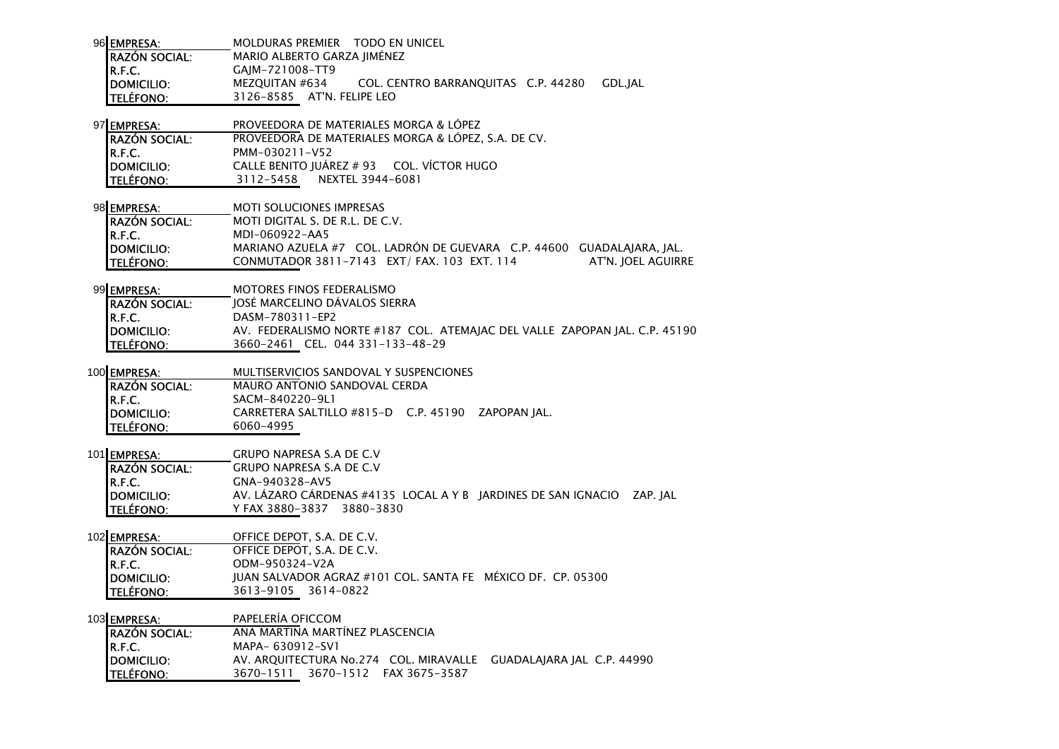96

| | |
|---|---|
| EMPRESA: | MOLDURAS PREMIER TODO EN UNICEL |
| RAZÓN SOCIAL: | MARIO ALBERTO GARZA JIMÉNEZ |
| R.F.C. | GAJM-721008-TT9 |
| DOMICILIO: | MEZQUITAN #634 COL. CENTRO BARRANQUITAS C.P. 44280 GDL.JAL |
| TELÉFONO: | 3126-8585 AT'N. FELIPE LEO |

97

| | |
|---|---|
| EMPRESA: | PROVEEDORA DE MATERIALES MORGA & LÓPEZ |
| RAZÓN SOCIAL: | PROVEEDORA DE MATERIALES MORGA & LÓPEZ, S.A. DE CV. |
| R.F.C. | PMM-030211-V52 |
| DOMICILIO: | CALLE BENITO JUÁREZ # 93 COL. VÍCTOR HUGO |
| TELÉFONO: | 3112-5458 NEXTEL 3944-6081 |

98

| | |
|---|---|
| EMPRESA: | MOTI SOLUCIONES IMPRESAS |
| RAZÓN SOCIAL: | MOTI DIGITAL S. DE R.L. DE C.V. |
| R.F.C. | MDI-060922-AA5 |
| DOMICILIO: | MARIANO AZUELA #7 COL. LADRÓN DE GUEVARA C.P. 44600 GUADALAJARA, JAL. |
| TELÉFONO: | CONMUTADOR 3811-7143 EXT/ FAX. 103 EXT. 114 AT'N. JOEL AGUIRRE |

99

| | |
|---|---|
| EMPRESA: | MOTORES FINOS FEDERALISMO |
| RAZÓN SOCIAL: | JOSÉ MARCELINO DÁVALOS SIERRA |
| R.F.C. | DASM-780311-EP2 |
| DOMICILIO: | AV. FEDERALISMO NORTE #187 COL. ATEMAJAC DEL VALLE ZAPOPAN JAL. C.P. 45190 |
| TELÉFONO: | 3660-2461 CEL. 044 331-133-48-29 |

100

| | |
|---|---|
| EMPRESA: | MULTISERVICIOS SANDOVAL Y SUSPENCIONES |
| RAZÓN SOCIAL: | MAURO ANTONIO SANDOVAL CERDA |
| R.F.C. | SACM-840220-9L1 |
| DOMICILIO: | CARRETERA SALTILLO #815-D C.P. 45190 ZAPOPAN JAL. |
| TELÉFONO: | 6060-4995 |

101

| | |
|---|---|
| EMPRESA: | GRUPO NAPRESA S.A DE C.V |
| RAZÓN SOCIAL: | GRUPO NAPRESA S.A DE C.V |
| R.F.C. | GNA-940328-AV5 |
| DOMICILIO: | AV. LÁZARO CÁRDENAS #4135 LOCAL A Y B JARDINES DE SAN IGNACIO ZAP. JAL |
| TELÉFONO: | Y FAX 3880-3837 3880-3830 |

102

| | |
|---|---|
| EMPRESA: | OFFICE DEPOT, S.A. DE C.V. |
| RAZÓN SOCIAL: | OFFICE DEPOT, S.A. DE C.V. |
| R.F.C. | ODM-950324-V2A |
| DOMICILIO: | JUAN SALVADOR AGRAZ #101 COL. SANTA FE MÉXICO DF. CP. 05300 |
| TELÉFONO: | 3613-9105 3614-0822 |

103

| | |
|---|---|
| EMPRESA: | PAPELERÍA OFICCOM |
| RAZÓN SOCIAL: | ANA MARTINA MARTÍNEZ PLASCENCIA |
| R.F.C. | MAPA- 630912-SV1 |
| DOMICILIO: | AV. ARQUITECTURA No.274 COL. MIRAVALLE GUADALAJARA JAL C.P. 44990 |
| TELÉFONO: | 3670-1511 3670-1512 FAX 3675-3587 |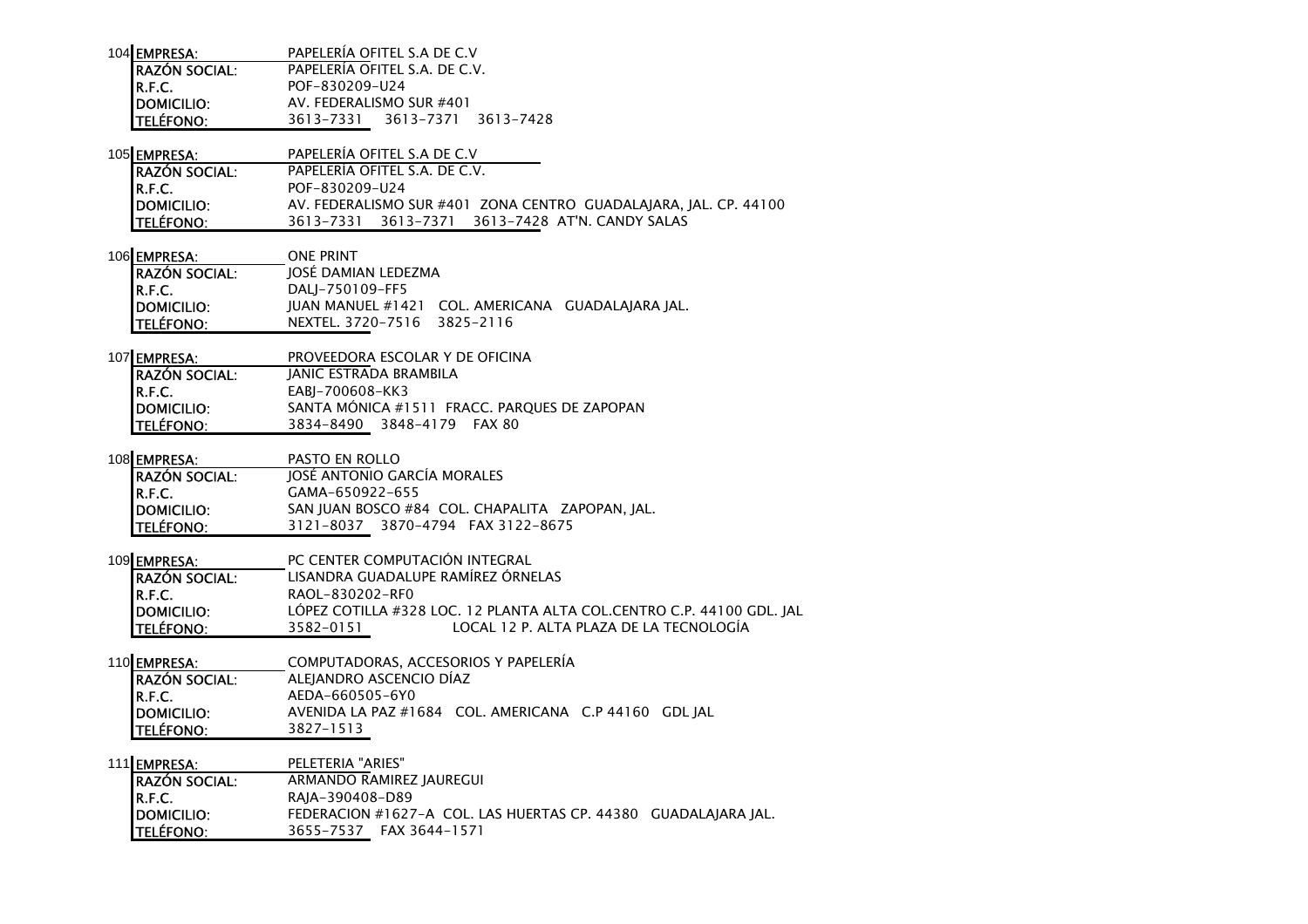**104**

| | |
|---|---|
| **EMPRESA**: | PAPELERÍA OFITEL S.A DE C.V |
| **RAZÓN SOCIAL**: | PAPELERÍA OFITEL S.A. DE C.V. |
| **R.F.C.** | POF-830209-U24 |
| **DOMICILIO**: | AV. FEDERALISMO SUR #401 |
| **TELÉFONO**: | 3613-7331 3613-7371 3613-7428 |

**105**

| | |
|---|---|
| **EMPRESA**: | PAPELERÍA OFITEL S.A DE C.V |
| **RAZÓN SOCIAL**: | PAPELERÍA OFITEL S.A. DE C.V. |
| **R.F.C.** | POF-830209-U24 |
| **DOMICILIO**: | AV. FEDERALISMO SUR #401 ZONA CENTRO GUADALAJARA, JAL. CP. 44100 |
| **TELÉFONO**: | 3613-7331 3613-7371 3613-7428 AT'N. CANDY SALAS |

**106**

| | |
|---|---|
| **EMPRESA**: | ONE PRINT |
| **RAZÓN SOCIAL**: | JOSÉ DAMIAN LEDEZMA |
| **R.F.C.** | DALJ-750109-FF5 |
| **DOMICILIO**: | JUAN MANUEL #1421 COL. AMERICANA GUADALAJARA JAL. |
| **TELÉFONO**: | NEXTEL. 3720-7516 3825-2116 |

**107**

| | |
|---|---|
| **EMPRESA**: | PROVEEDORA ESCOLAR Y DE OFICINA |
| **RAZÓN SOCIAL**: | JANIC ESTRADA BRAMBILA |
| **R.F.C.** | EABJ-700608-KK3 |
| **DOMICILIO**: | SANTA MÓNICA #1511 FRACC. PARQUES DE ZAPOPAN |
| **TELÉFONO**: | 3834-8490 3848-4179 FAX 80 |

**108**

| | |
|---|---|
| **EMPRESA**: | PASTO EN ROLLO |
| **RAZÓN SOCIAL**: | JOSÉ ANTONIO GARCÍA MORALES |
| **R.F.C.** | GAMA-650922-655 |
| **DOMICILIO**: | SAN JUAN BOSCO #84 COL. CHAPALITA ZAPOPAN, JAL. |
| **TELÉFONO**: | 3121-8037 3870-4794 FAX 3122-8675 |

**109**

| | |
|---|---|
| **EMPRESA**: | PC CENTER COMPUTACIÓN INTEGRAL |
| **RAZÓN SOCIAL**: | LISANDRA GUADALUPE RAMÍREZ ÓRNELAS |
| **R.F.C.** | RAOL-830202-RF0 |
| **DOMICILIO**: | LÓPEZ COTILLA #328 LOC. 12 PLANTA ALTA COL.CENTRO C.P. 44100 GDL. JAL |
| **TELÉFONO**: | 3582-0151 LOCAL 12 P. ALTA PLAZA DE LA TECNOLOGÍA |

**110**

| | |
|---|---|
| **EMPRESA**: | COMPUTADORAS, ACCESORIOS Y PAPELERÍA |
| **RAZÓN SOCIAL**: | ALEJANDRO ASCENCIO DÍAZ |
| **R.F.C.** | AEDA-660505-6Y0 |
| **DOMICILIO**: | AVENIDA LA PAZ #1684 COL. AMERICANA C.P 44160 GDL JAL |
| **TELÉFONO**: | 3827-1513 |

**111**

| | |
|---|---|
| **EMPRESA**: | PELETERIA "ARIES" |
| **RAZÓN SOCIAL**: | ARMANDO RAMIREZ JAUREGUI |
| **R.F.C.** | RAJA-390408-D89 |
| **DOMICILIO**: | FEDERACION #1627-A COL. LAS HUERTAS CP. 44380 GUADALAJARA JAL. |
| **TELÉFONO**: | 3655-7537 FAX 3644-1571 |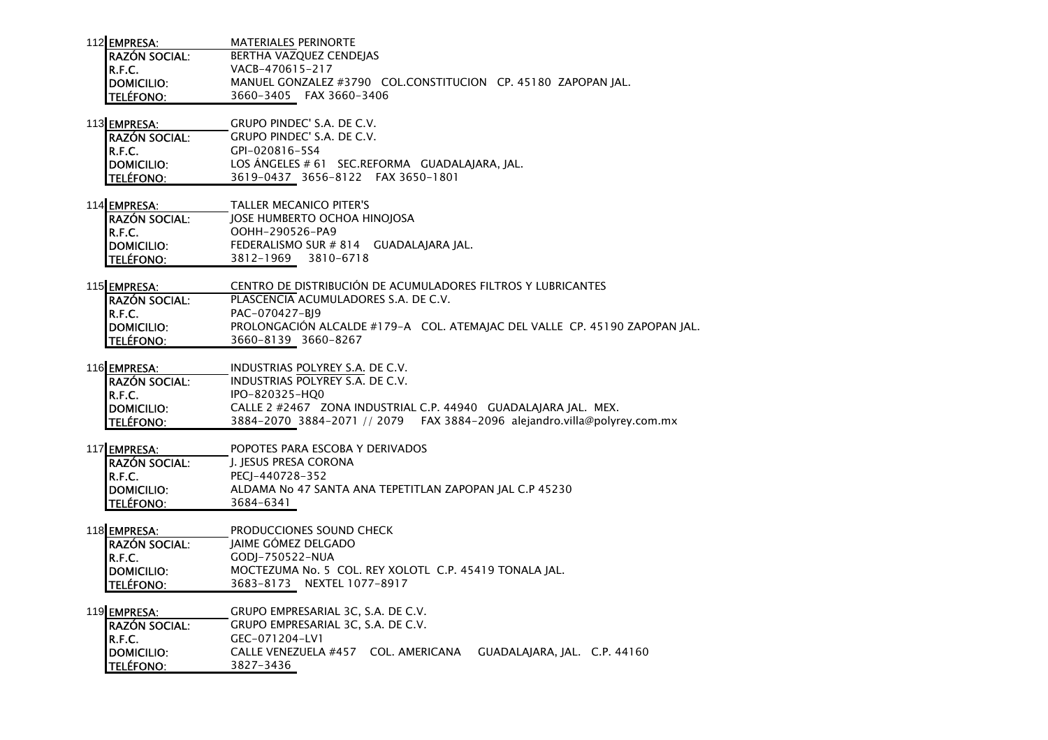112

| EMPRESA: | MATERIALES PERINORTE |
|---|---|
| RAZÓN SOCIAL: | BERTHA VAZQUEZ CENDEJAS |
| R.F.C. | VACB-470615-217 |
| DOMICILIO: | MANUEL GONZALEZ #3790 COL.CONSTITUCION CP. 45180 ZAPOPAN JAL. |
| TELÉFONO: | 3660-3405 FAX 3660-3406 |

113

| EMPRESA: | GRUPO PINDEC' S.A. DE C.V. |
|---|---|
| RAZÓN SOCIAL: | GRUPO PINDEC' S.A. DE C.V. |
| R.F.C. | GPI-020816-5S4 |
| DOMICILIO: | LOS ÁNGELES # 61 SEC.REFORMA GUADALAJARA, JAL. |
| TELÉFONO: | 3619-0437 3656-8122 FAX 3650-1801 |

114

| EMPRESA: | TALLER MECANICO PITER'S |
|---|---|
| RAZÓN SOCIAL: | JOSE HUMBERTO OCHOA HINOJOSA |
| R.F.C. | OOHH-290526-PA9 |
| DOMICILIO: | FEDERALISMO SUR # 814 GUADALAJARA JAL. |
| TELÉFONO: | 3812-1969 3810-6718 |

115

| EMPRESA: | CENTRO DE DISTRIBUCIÓN DE ACUMULADORES FILTROS Y LUBRICANTES |
|---|---|
| RAZÓN SOCIAL: | PLASCENCIA ACUMULADORES S.A. DE C.V. |
| R.F.C. | PAC-070427-BJ9 |
| DOMICILIO: | PROLONGACIÓN ALCALDE #179-A COL. ATEMAJAC DEL VALLE CP. 45190 ZAPOPAN JAL. |
| TELÉFONO: | 3660-8139 3660-8267 |

116

| EMPRESA: | INDUSTRIAS POLYREY S.A. DE C.V. |
|---|---|
| RAZÓN SOCIAL: | INDUSTRIAS POLYREY S.A. DE C.V. |
| R.F.C. | IPO-820325-HQ0 |
| DOMICILIO: | CALLE 2 #2467 ZONA INDUSTRIAL C.P. 44940 GUADALAJARA JAL. MEX. |
| TELÉFONO: | 3884-2070 3884-2071 // 2079 FAX 3884-2096 alejandro.villa@polyrey.com.mx |

117

| EMPRESA: | POPOTES PARA ESCOBA Y DERIVADOS |
|---|---|
| RAZÓN SOCIAL: | J. JESUS PRESA CORONA |
| R.F.C. | PECJ-440728-352 |
| DOMICILIO: | ALDAMA No 47 SANTA ANA TEPETITLAN ZAPOPAN JAL C.P 45230 |
| TELÉFONO: | 3684-6341 |

118

| EMPRESA: | PRODUCCIONES SOUND CHECK |
|---|---|
| RAZÓN SOCIAL: | JAIME GÓMEZ DELGADO |
| R.F.C. | GODJ-750522-NUA |
| DOMICILIO: | MOCTEZUMA No. 5 COL. REY XOLOTL C.P. 45419 TONALA JAL. |
| TELÉFONO: | 3683-8173 NEXTEL 1077-8917 |

119

| EMPRESA: | GRUPO EMPRESARIAL 3C, S.A. DE C.V. |
|---|---|
| RAZÓN SOCIAL: | GRUPO EMPRESARIAL 3C, S.A. DE C.V. |
| R.F.C. | GEC-071204-LV1 |
| DOMICILIO: | CALLE VENEZUELA #457 COL. AMERICANA GUADALAJARA, JAL. C.P. 44160 |
| TELÉFONO: | 3827-3436 |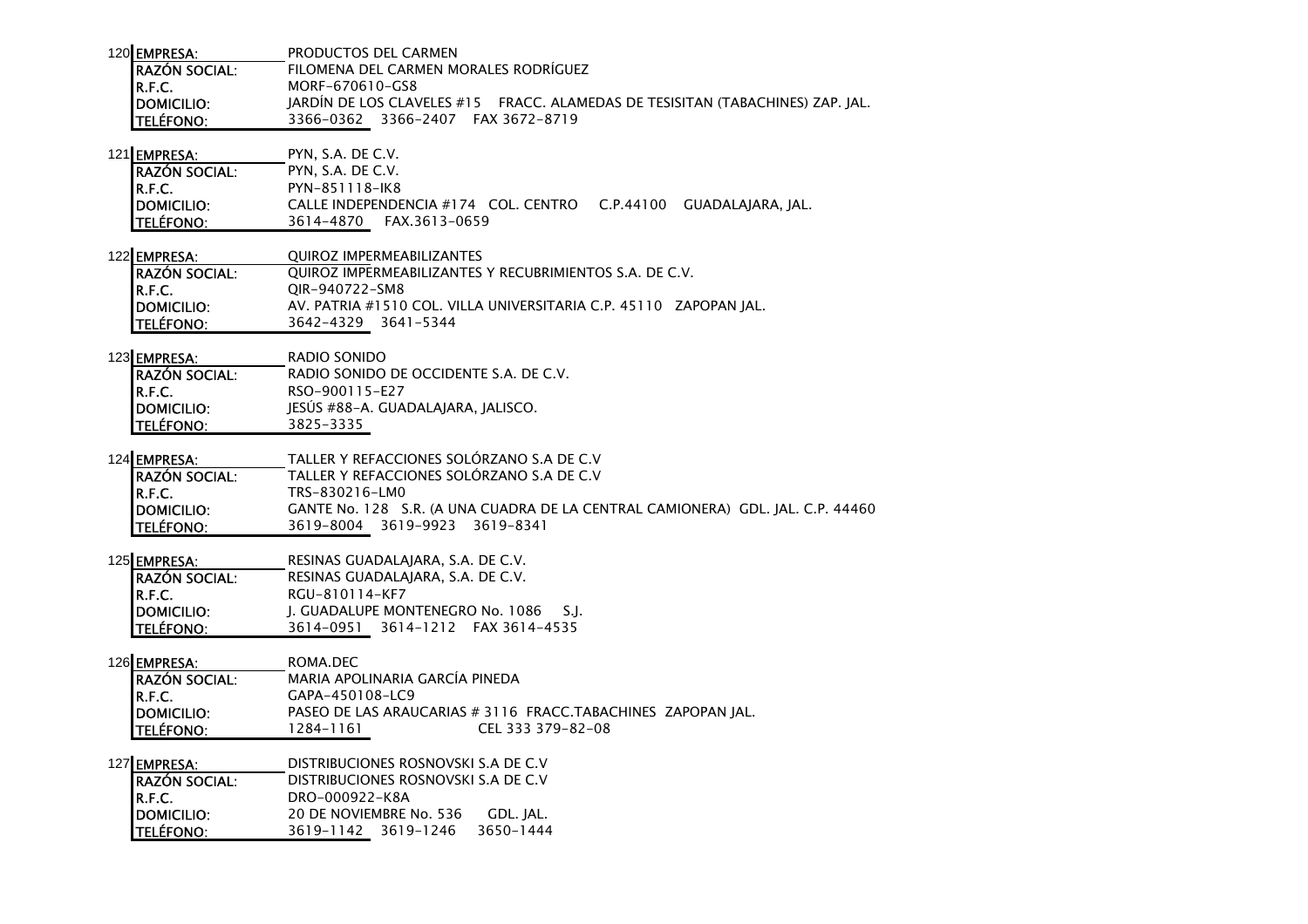120

| | |
|---|---|
| EMPRESA: | PRODUCTOS DEL CARMEN |
| RAZÓN SOCIAL: | FILOMENA DEL CARMEN MORALES RODRÍGUEZ |
| R.F.C. | MORF-670610-GS8 |
| DOMICILIO: | JARDÍN DE LOS CLAVELES #15 FRACC. ALAMEDAS DE TESISITAN (TABACHINES) ZAP. JAL. |
| TELÉFONO: | 3366-0362 3366-2407 FAX 3672-8719 |

121

| | |
|---|---|
| EMPRESA: | PYN, S.A. DE C.V. |
| RAZÓN SOCIAL: | PYN, S.A. DE C.V. |
| R.F.C. | PYN-851118-IK8 |
| DOMICILIO: | CALLE INDEPENDENCIA #174 COL. CENTRO C.P.44100 GUADALAJARA, JAL. |
| TELÉFONO: | 3614-4870 FAX.3613-0659 |

122

| | |
|---|---|
| EMPRESA: | QUIROZ IMPERMEABILIZANTES |
| RAZÓN SOCIAL: | QUIROZ IMPERMEABILIZANTES Y RECUBRIMIENTOS S.A. DE C.V. |
| R.F.C. | QIR-940722-SM8 |
| DOMICILIO: | AV. PATRIA #1510 COL. VILLA UNIVERSITARIA C.P. 45110 ZAPOPAN JAL. |
| TELÉFONO: | 3642-4329 3641-5344 |

123

| | |
|---|---|
| EMPRESA: | RADIO SONIDO |
| RAZÓN SOCIAL: | RADIO SONIDO DE OCCIDENTE S.A. DE C.V. |
| R.F.C. | RSO-900115-E27 |
| DOMICILIO: | JESÚS #88-A. GUADALAJARA, JALISCO. |
| TELÉFONO: | 3825-3335 |

124

| | |
|---|---|
| EMPRESA: | TALLER Y REFACCIONES SOLÓRZANO S.A DE C.V |
| RAZÓN SOCIAL: | TALLER Y REFACCIONES SOLÓRZANO S.A DE C.V |
| R.F.C. | TRS-830216-LM0 |
| DOMICILIO: | GANTE No. 128 S.R. (A UNA CUADRA DE LA CENTRAL CAMIONERA) GDL. JAL. C.P. 44460 |
| TELÉFONO: | 3619-8004 3619-9923 3619-8341 |

125

| | |
|---|---|
| EMPRESA: | RESINAS GUADALAJARA, S.A. DE C.V. |
| RAZÓN SOCIAL: | RESINAS GUADALAJARA, S.A. DE C.V. |
| R.F.C. | RGU-810114-KF7 |
| DOMICILIO: | J. GUADALUPE MONTENEGRO No. 1086 S.J. |
| TELÉFONO: | 3614-0951 3614-1212 FAX 3614-4535 |

126

| | |
|---|---|
| EMPRESA: | ROMA.DEC |
| RAZÓN SOCIAL: | MARIA APOLINARIA GARCÍA PINEDA |
| R.F.C. | GAPA-450108-LC9 |
| DOMICILIO: | PASEO DE LAS ARAUCARIAS # 3116 FRACC.TABACHINES ZAPOPAN JAL. |
| TELÉFONO: | 1284-1161 CEL 333 379-82-08 |

127

| | |
|---|---|
| EMPRESA: | DISTRIBUCIONES ROSNOVSKI S.A DE C.V |
| RAZÓN SOCIAL: | DISTRIBUCIONES ROSNOVSKI S.A DE C.V |
| R.F.C. | DRO-000922-K8A |
| DOMICILIO: | 20 DE NOVIEMBRE No. 536 GDL. JAL. |
| TELÉFONO: | 3619-1142 3619-1246 3650-1444 |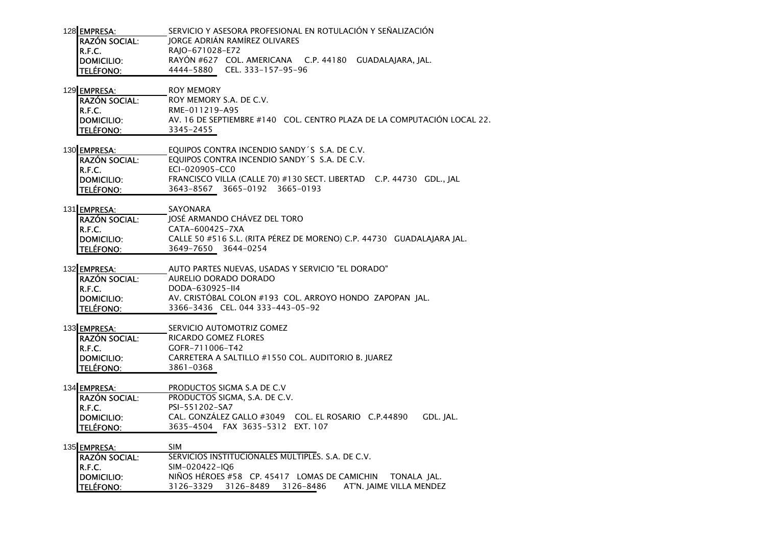128

| | |
|---|---|
| EMPRESA: | SERVICIO Y ASESORA PROFESIONAL EN ROTULACIÓN Y SEÑALIZACIÓN |
| RAZÓN SOCIAL: | JORGE ADRIÁN RAMÍREZ OLIVARES |
| R.F.C. | RAJO-671028-E72 |
| DOMICILIO: | RAYÓN #627 COL. AMERICANA C.P. 44180 GUADALAJARA, JAL. |
| TELÉFONO: | 4444-5880 CEL. 333-157-95-96 |

129

| | |
|---|---|
| EMPRESA: | ROY MEMORY |
| RAZÓN SOCIAL: | ROY MEMORY S.A. DE C.V. |
| R.F.C. | RME-011219-A95 |
| DOMICILIO: | AV. 16 DE SEPTIEMBRE #140 COL. CENTRO PLAZA DE LA COMPUTACIÓN LOCAL 22. |
| TELÉFONO: | 3345-2455 |

130

| | |
|---|---|
| EMPRESA: | EQUIPOS CONTRA INCENDIO SANDY´S S.A. DE C.V. |
| RAZÓN SOCIAL: | EQUIPOS CONTRA INCENDIO SANDY´S S.A. DE C.V. |
| R.F.C. | ECI-020905-CC0 |
| DOMICILIO: | FRANCISCO VILLA (CALLE 70) #130 SECT. LIBERTAD C.P. 44730 GDL., JAL |
| TELÉFONO: | 3643-8567 3665-0192 3665-0193 |

131

| | |
|---|---|
| EMPRESA: | SAYONARA |
| RAZÓN SOCIAL: | JOSÉ ARMANDO CHÁVEZ DEL TORO |
| R.F.C. | CATA-600425-7XA |
| DOMICILIO: | CALLE 50 #516 S.L. (RITA PÉREZ DE MORENO) C.P. 44730 GUADALAJARA JAL. |
| TELÉFONO: | 3649-7650 3644-0254 |

132

| | |
|---|---|
| EMPRESA: | AUTO PARTES NUEVAS, USADAS Y SERVICIO "EL DORADO" |
| RAZÓN SOCIAL: | AURELIO DORADO DORADO |
| R.F.C. | DODA-630925-II4 |
| DOMICILIO: | AV. CRISTÓBAL COLON #193 COL. ARROYO HONDO ZAPOPAN JAL. |
| TELÉFONO: | 3366-3436 CEL. 044 333-443-05-92 |

133

| | |
|---|---|
| EMPRESA: | SERVICIO AUTOMOTRIZ GOMEZ |
| RAZÓN SOCIAL: | RICARDO GOMEZ FLORES |
| R.F.C. | GOFR-711006-T42 |
| DOMICILIO: | CARRETERA A SALTILLO #1550 COL. AUDITORIO B. JUAREZ |
| TELÉFONO: | 3861-0368 |

134

| | |
|---|---|
| EMPRESA: | PRODUCTOS SIGMA S.A DE C.V |
| RAZÓN SOCIAL: | PRODUCTOS SIGMA, S.A. DE C.V. |
| R.F.C. | PSI-551202-SA7 |
| DOMICILIO: | CAL. GONZÁLEZ GALLO #3049 COL. EL ROSARIO C.P.44890 GDL. JAL. |
| TELÉFONO: | 3635-4504 FAX 3635-5312 EXT. 107 |

135

| | |
|---|---|
| EMPRESA: | SIM |
| RAZÓN SOCIAL: | SERVICIOS INSTITUCIONALES MÚLTIPLES. S.A. DE C.V. |
| R.F.C. | SIM-020422-IQ6 |
| DOMICILIO: | NIÑOS HÉROES #58 CP. 45417 LOMAS DE CAMICHIN TONALA JAL. |
| TELÉFONO: | 3126-3329 3126-8489 3126-8486 AT'N. JAIME VILLA MENDEZ |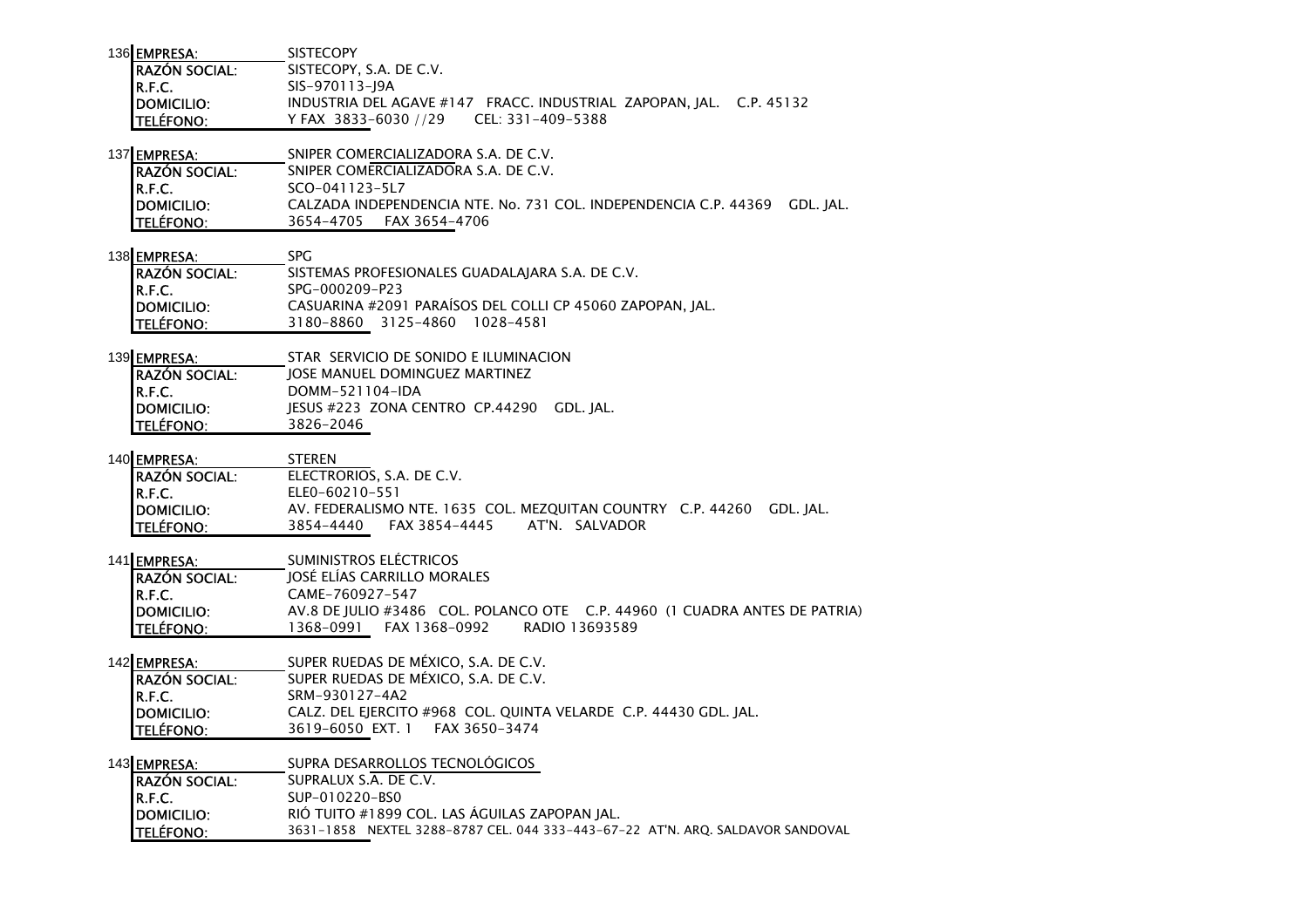136

| | |
|---|---|
| EMPRESA: | SISTECOPY |
| RAZÓN SOCIAL: | SISTECOPY, S.A. DE C.V. |
| R.F.C. | SIS-970113-J9A |
| DOMICILIO: | INDUSTRIA DEL AGAVE #147 FRACC. INDUSTRIAL ZAPOPAN, JAL. C.P. 45132 |
| TELÉFONO: | Y FAX 3833-6030 //29 CEL: 331-409-5388 |

137

| | |
|---|---|
| EMPRESA: | SNIPER COMERCIALIZADORA S.A. DE C.V. |
| RAZÓN SOCIAL: | SNIPER COMERCIALIZADORA S.A. DE C.V. |
| R.F.C. | SCO-041123-5L7 |
| DOMICILIO: | CALZADA INDEPENDENCIA NTE. No. 731 COL. INDEPENDENCIA C.P. 44369 GDL. JAL. |
| TELÉFONO: | 3654-4705 FAX 3654-4706 |

138

| | |
|---|---|
| EMPRESA: | SPG |
| RAZÓN SOCIAL: | SISTEMAS PROFESIONALES GUADALAJARA S.A. DE C.V. |
| R.F.C. | SPG-000209-P23 |
| DOMICILIO: | CASUARINA #2091 PARAÍSOS DEL COLLI CP 45060 ZAPOPAN, JAL. |
| TELÉFONO: | 3180-8860 3125-4860 1028-4581 |

139

| | |
|---|---|
| EMPRESA: | STAR SERVICIO DE SONIDO E ILUMINACION |
| RAZÓN SOCIAL: | JOSE MANUEL DOMINGUEZ MARTINEZ |
| R.F.C. | DOMM-521104-IDA |
| DOMICILIO: | JESUS #223 ZONA CENTRO CP.44290 GDL. JAL. |
| TELÉFONO: | 3826-2046 |

140

| | |
|---|---|
| EMPRESA: | STEREN |
| RAZÓN SOCIAL: | ELECTRORIOS, S.A. DE C.V. |
| R.F.C. | ELE0-60210-551 |
| DOMICILIO: | AV. FEDERALISMO NTE. 1635 COL. MEZQUITAN COUNTRY C.P. 44260 GDL. JAL. |
| TELÉFONO: | 3854-4440 FAX 3854-4445 AT'N. SALVADOR |

141

| | |
|---|---|
| EMPRESA: | SUMINISTROS ELÉCTRICOS |
| RAZÓN SOCIAL: | JOSÉ ELÍAS CARRILLO MORALES |
| R.F.C. | CAME-760927-547 |
| DOMICILIO: | AV.8 DE JULIO #3486 COL. POLANCO OTE C.P. 44960 (1 CUADRA ANTES DE PATRIA) |
| TELÉFONO: | 1368-0991 FAX 1368-0992 RADIO 13693589 |

142

| | |
|---|---|
| EMPRESA: | SUPER RUEDAS DE MÉXICO, S.A. DE C.V. |
| RAZÓN SOCIAL: | SUPER RUEDAS DE MÉXICO, S.A. DE C.V. |
| R.F.C. | SRM-930127-4A2 |
| DOMICILIO: | CALZ. DEL EJERCITO #968 COL. QUINTA VELARDE C.P. 44430 GDL. JAL. |
| TELÉFONO: | 3619-6050 EXT. 1 FAX 3650-3474 |

143

| | |
|---|---|
| EMPRESA: | SUPRA DESARROLLOS TECNOLÓGICOS |
| RAZÓN SOCIAL: | SUPRALUX S.A. DE C.V. |
| R.F.C. | SUP-010220-BS0 |
| DOMICILIO: | RIÓ TUITO #1899 COL. LAS ÁGUILAS ZAPOPAN JAL. |
| TELÉFONO: | 3631-1858 NEXTEL 3288-8787 CEL. 044 333-443-67-22 AT'N. ARQ. SALDAVOR SANDOVAL |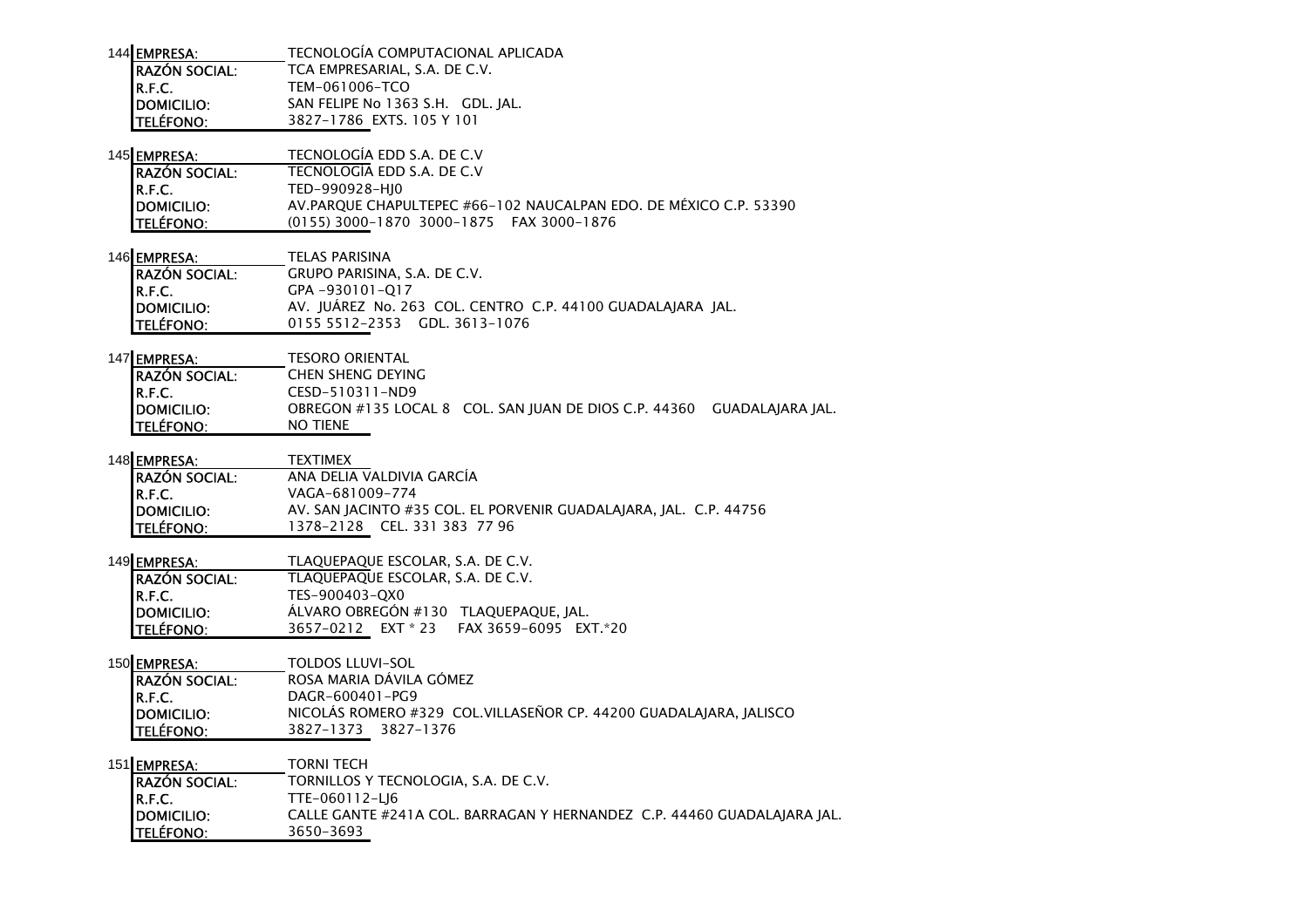144

| EMPRESA: | TECNOLOGÍA COMPUTACIONAL APLICADA |
|---|---|
| RAZÓN SOCIAL: | TCA EMPRESARIAL, S.A. DE C.V. |
| R.F.C. | TEM-061006-TCO |
| DOMICILIO: | SAN FELIPE No 1363 S.H. GDL. JAL. |
| TELÉFONO: | 3827-1786 EXTS. 105 Y 101 |

145

| EMPRESA: | TECNOLOGÍA EDD S.A. DE C.V |
|---|---|
| RAZÓN SOCIAL: | TECNOLOGÍA EDD S.A. DE C.V |
| R.F.C. | TED-990928-HJ0 |
| DOMICILIO: | AV.PARQUE CHAPULTEPEC #66-102 NAUCALPAN EDO. DE MÉXICO C.P. 53390 |
| TELÉFONO: | (0155) 3000-1870 3000-1875 FAX 3000-1876 |

146

| EMPRESA: | TELAS PARISINA |
|---|---|
| RAZÓN SOCIAL: | GRUPO PARISINA, S.A. DE C.V. |
| R.F.C. | GPA -930101-Q17 |
| DOMICILIO: | AV. JUÁREZ No. 263 COL. CENTRO C.P. 44100 GUADALAJARA JAL. |
| TELÉFONO: | 0155 5512-2353 GDL. 3613-1076 |

147

| EMPRESA: | TESORO ORIENTAL |
|---|---|
| RAZÓN SOCIAL: | CHEN SHENG DEYING |
| R.F.C. | CESD-510311-ND9 |
| DOMICILIO: | OBREGON #135 LOCAL 8 COL. SAN JUAN DE DIOS C.P. 44360 GUADALAJARA JAL. |
| TELÉFONO: | NO TIENE |

148

| EMPRESA: | TEXTIMEX |
|---|---|
| RAZÓN SOCIAL: | ANA DELIA VALDIVIA GARCÍA |
| R.F.C. | VAGA-681009-774 |
| DOMICILIO: | AV. SAN JACINTO #35 COL. EL PORVENIR GUADALAJARA, JAL. C.P. 44756 |
| TELÉFONO: | 1378-2128 CEL. 331 383 77 96 |

149

| EMPRESA: | TLAQUEPAQUE ESCOLAR, S.A. DE C.V. |
|---|---|
| RAZÓN SOCIAL: | TLAQUEPAQUE ESCOLAR, S.A. DE C.V. |
| R.F.C. | TES-900403-QX0 |
| DOMICILIO: | ÁLVARO OBREGÓN #130 TLAQUEPAQUE, JAL. |
| TELÉFONO: | 3657-0212 EXT * 23 FAX 3659-6095 EXT.*20 |

150

| EMPRESA: | TOLDOS LLUVI-SOL |
|---|---|
| RAZÓN SOCIAL: | ROSA MARIA DÁVILA GÓMEZ |
| R.F.C. | DAGR-600401-PG9 |
| DOMICILIO: | NICOLÁS ROMERO #329 COL.VILLASEÑOR CP. 44200 GUADALAJARA, JALISCO |
| TELÉFONO: | 3827-1373 3827-1376 |

151

| EMPRESA: | TORNI TECH |
|---|---|
| RAZÓN SOCIAL: | TORNILLOS Y TECNOLOGIA, S.A. DE C.V. |
| R.F.C. | TTE-060112-LJ6 |
| DOMICILIO: | CALLE GANTE #241A COL. BARRAGAN Y HERNANDEZ C.P. 44460 GUADALAJARA JAL. |
| TELÉFONO: | 3650-3693 |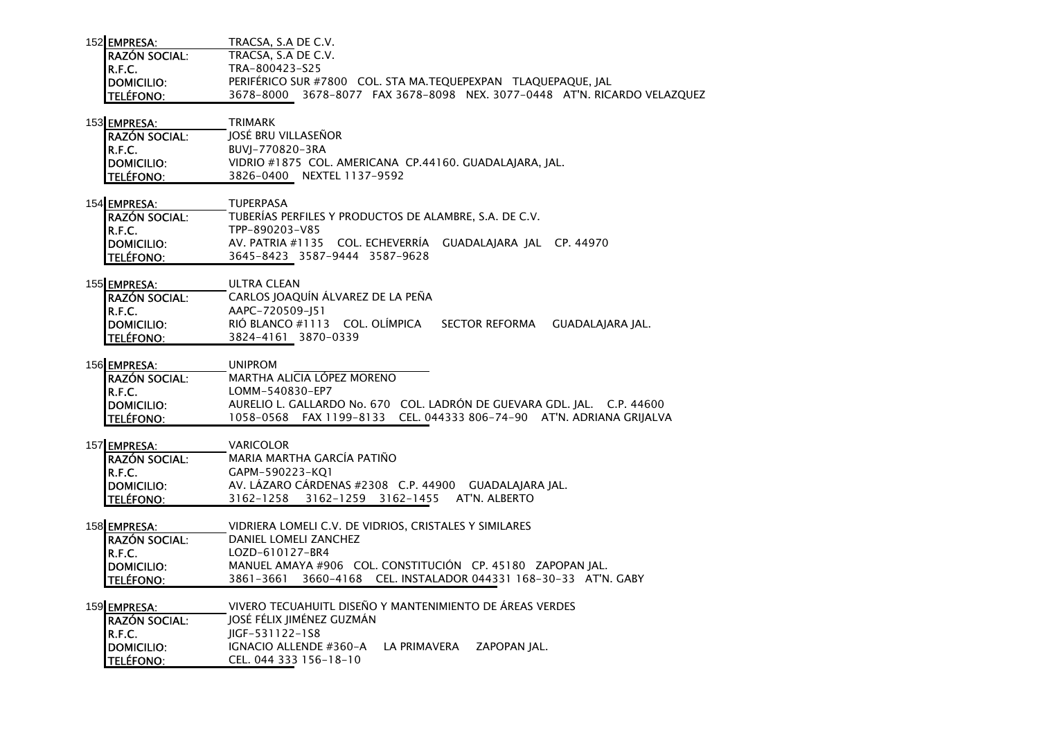152

| EMPRESA: | TRACSA, S.A DE C.V. |
|---|---|
| RAZÓN SOCIAL: | TRACSA, S.A DE C.V. |
| R.F.C. | TRA-800423-S25 |
| DOMICILIO: | PERIFÉRICO SUR #7800 COL. STA MA.TEQUEPEXPAN TLAQUEPAQUE, JAL |
| TELÉFONO: | 3678-8000 3678-8077 FAX 3678-8098 NEX. 3077-0448 AT'N. RICARDO VELAZQUEZ |

153

| EMPRESA: | TRIMARK |
|---|---|
| RAZÓN SOCIAL: | JOSÉ BRU VILLASEÑOR |
| R.F.C. | BUVJ-770820-3RA |
| DOMICILIO: | VIDRIO #1875 COL. AMERICANA CP.44160. GUADALAJARA, JAL. |
| TELÉFONO: | 3826-0400 NEXTEL 1137-9592 |

154

| EMPRESA: | TUPERPASA |
|---|---|
| RAZÓN SOCIAL: | TUBERÍAS PERFILES Y PRODUCTOS DE ALAMBRE, S.A. DE C.V. |
| R.F.C. | TPP-890203-V85 |
| DOMICILIO: | AV. PATRIA #1135 COL. ECHEVERRÍA GUADALAJARA JAL CP. 44970 |
| TELÉFONO: | 3645-8423 3587-9444 3587-9628 |

155

| EMPRESA: | ULTRA CLEAN |
|---|---|
| RAZÓN SOCIAL: | CARLOS JOAQUÍN ÁLVAREZ DE LA PEÑA |
| R.F.C. | AAPC-720509-J51 |
| DOMICILIO: | RIÓ BLANCO #1113 COL. OLÍMPICA SECTOR REFORMA GUADALAJARA JAL. |
| TELÉFONO: | 3824-4161 3870-0339 |

156

| EMPRESA: | UNIPROM |
|---|---|
| RAZÓN SOCIAL: | MARTHA ALICIA LÓPEZ MORENO |
| R.F.C. | LOMM-540830-EP7 |
| DOMICILIO: | AURELIO L. GALLARDO No. 670 COL. LADRÓN DE GUEVARA GDL. JAL. C.P. 44600 |
| TELÉFONO: | 1058-0568 FAX 1199-8133 CEL. 044333 806-74-90 AT'N. ADRIANA GRIJALVA |

157

| EMPRESA: | VARICOLOR |
|---|---|
| RAZÓN SOCIAL: | MARIA MARTHA GARCÍA PATIÑO |
| R.F.C. | GAPM-590223-KQ1 |
| DOMICILIO: | AV. LÁZARO CÁRDENAS #2308 C.P. 44900 GUADALAJARA JAL. |
| TELÉFONO: | 3162-1258 3162-1259 3162-1455 AT'N. ALBERTO |

158

| EMPRESA: | VIDRIERA LOMELI C.V. DE VIDRIOS, CRISTALES Y SIMILARES |
|---|---|
| RAZÓN SOCIAL: | DANIEL LOMELI ZANCHEZ |
| R.F.C. | LOZD-610127-BR4 |
| DOMICILIO: | MANUEL AMAYA #906 COL. CONSTITUCIÓN CP. 45180 ZAPOPAN JAL. |
| TELÉFONO: | 3861-3661 3660-4168 CEL. INSTALADOR 044331 168-30-33 AT'N. GABY |

159

| EMPRESA: | VIVERO TECUAHUITL DISEÑO Y MANTENIMIENTO DE ÁREAS VERDES |
|---|---|
| RAZÓN SOCIAL: | JOSÉ FÉLIX JIMÉNEZ GUZMÁN |
| R.F.C. | JIGF-531122-1S8 |
| DOMICILIO: | IGNACIO ALLENDE #360-A LA PRIMAVERA ZAPOPAN JAL. |
| TELÉFONO: | CEL. 044 333 156-18-10 |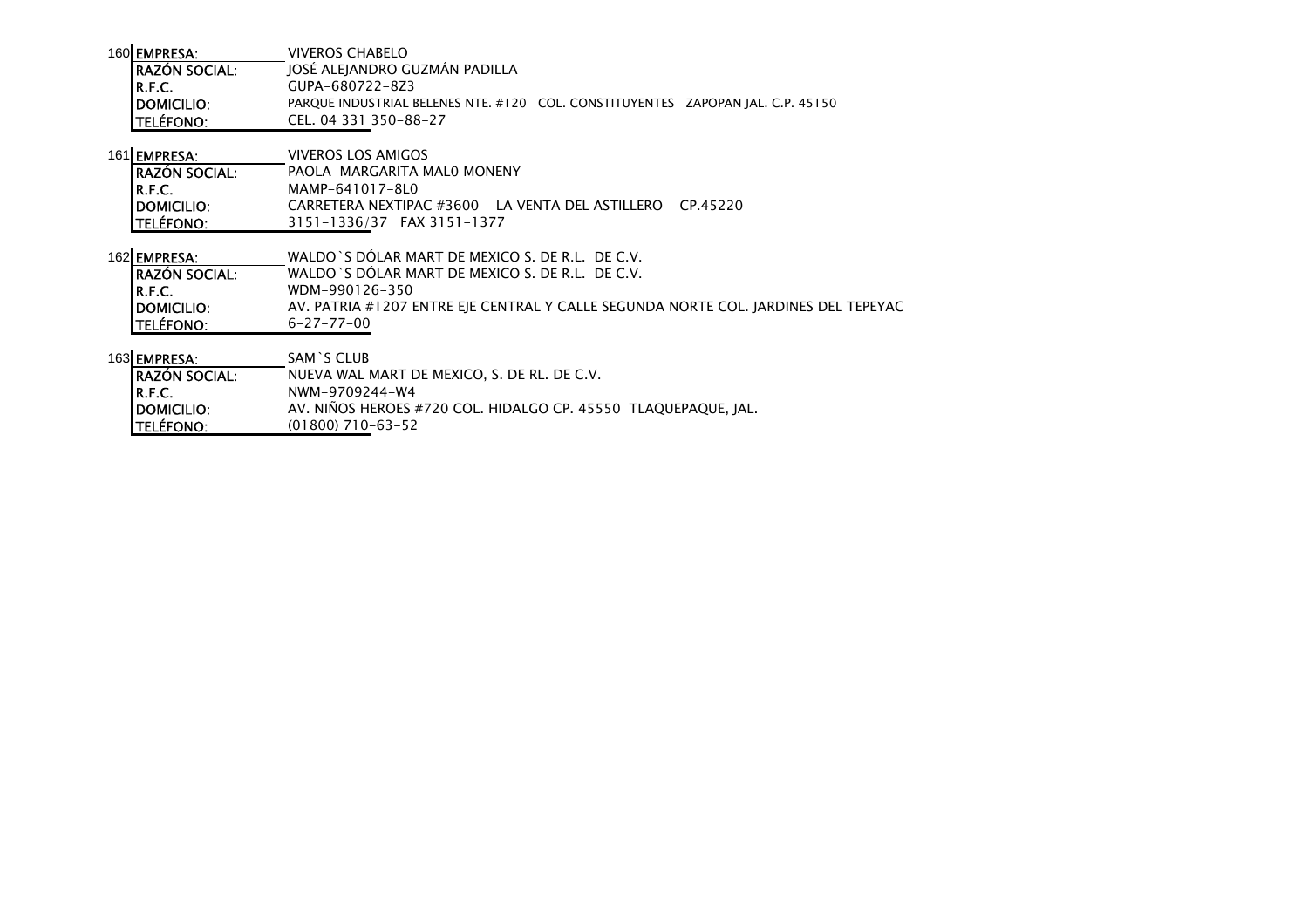160

| | |
|---|---|
| EMPRESA: | VIVEROS CHABELO |
| RAZÓN SOCIAL: | JOSÉ ALEJANDRO GUZMÁN PADILLA |
| R.F.C. | GUPA-680722-8Z3 |
| DOMICILIO: | PARQUE INDUSTRIAL BELENES NTE. #120 COL. CONSTITUYENTES ZAPOPAN JAL. C.P. 45150 |
| TELÉFONO: | CEL. 04 331 350-88-27 |

161

| | |
|---|---|
| EMPRESA: | VIVEROS LOS AMIGOS |
| RAZÓN SOCIAL: | PAOLA MARGARITA MAL0 MONENY |
| R.F.C. | MAMP-641017-8L0 |
| DOMICILIO: | CARRETERA NEXTIPAC #3600 LA VENTA DEL ASTILLERO CP.45220 |
| TELÉFONO: | 3151-1336/37 FAX 3151-1377 |

162

| | |
|---|---|
| EMPRESA: | WALDO`S DÓLAR MART DE MEXICO S. DE R.L. DE C.V. |
| RAZÓN SOCIAL: | WALDO`S DÓLAR MART DE MEXICO S. DE R.L. DE C.V. |
| R.F.C. | WDM-990126-350 |
| DOMICILIO: | AV. PATRIA #1207 ENTRE EJE CENTRAL Y CALLE SEGUNDA NORTE COL. JARDINES DEL TEPEYAC |
| TELÉFONO: | 6-27-77-00 |

163

| | |
|---|---|
| EMPRESA: | SAM`S CLUB |
| RAZÓN SOCIAL: | NUEVA WAL MART DE MEXICO, S. DE RL. DE C.V. |
| R.F.C. | NWM-9709244-W4 |
| DOMICILIO: | AV. NIÑOS HEROES #720 COL. HIDALGO CP. 45550 TLAQUEPAQUE, JAL. |
| TELÉFONO: | (01800) 710-63-52 |